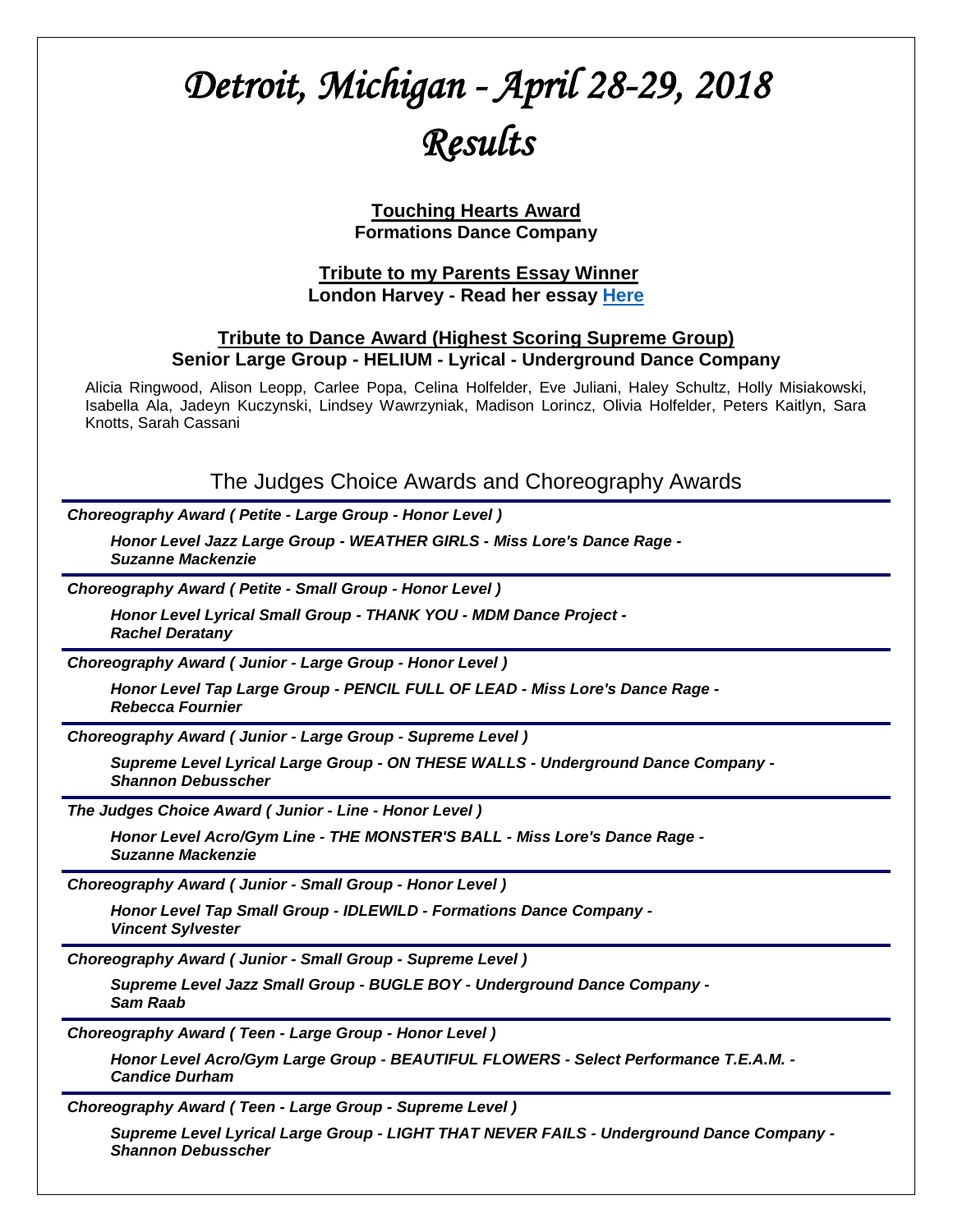# *Detroit, Michigan - April 28-29, 2018 Results*

**Touching Hearts Award**
**Formations Dance Company**

**Tribute to my Parents Essay Winner**
**London Harvey - Read her essay Here**

**Tribute to Dance Award (Highest Scoring Supreme Group)**
**Senior Large Group - HELIUM - Lyrical - Underground Dance Company**

Alicia Ringwood, Alison Leopp, Carlee Popa, Celina Holfelder, Eve Juliani, Haley Schultz, Holly Misiakowski, Isabella Ala, Jadeyn Kuczynski, Lindsey Wawrzyniak, Madison Lorincz, Olivia Holfelder, Peters Kaitlyn, Sara Knotts, Sarah Cassani

## The Judges Choice Awards and Choreography Awards

***Choreography Award ( Petite - Large Group - Honor Level )***

***Honor Level Jazz Large Group - WEATHER GIRLS - Miss Lore's Dance Rage - Suzanne Mackenzie***

***Choreography Award ( Petite - Small Group - Honor Level )***

***Honor Level Lyrical Small Group - THANK YOU - MDM Dance Project - Rachel Deratany***

***Choreography Award ( Junior - Large Group - Honor Level )***

***Honor Level Tap Large Group - PENCIL FULL OF LEAD - Miss Lore's Dance Rage - Rebecca Fournier***

***Choreography Award ( Junior - Large Group - Supreme Level )***

***Supreme Level Lyrical Large Group - ON THESE WALLS - Underground Dance Company - Shannon Debusscher***

***The Judges Choice Award ( Junior - Line - Honor Level )***

***Honor Level Acro/Gym Line - THE MONSTER'S BALL - Miss Lore's Dance Rage - Suzanne Mackenzie***

***Choreography Award ( Junior - Small Group - Honor Level )***

***Honor Level Tap Small Group - IDLEWILD - Formations Dance Company - Vincent Sylvester***

***Choreography Award ( Junior - Small Group - Supreme Level )***

***Supreme Level Jazz Small Group - BUGLE BOY - Underground Dance Company - Sam Raab***

***Choreography Award ( Teen - Large Group - Honor Level )***

***Honor Level Acro/Gym Large Group - BEAUTIFUL FLOWERS - Select Performance T.E.A.M. - Candice Durham***

***Choreography Award ( Teen - Large Group - Supreme Level )***

***Supreme Level Lyrical Large Group - LIGHT THAT NEVER FAILS - Underground Dance Company - Shannon Debusscher***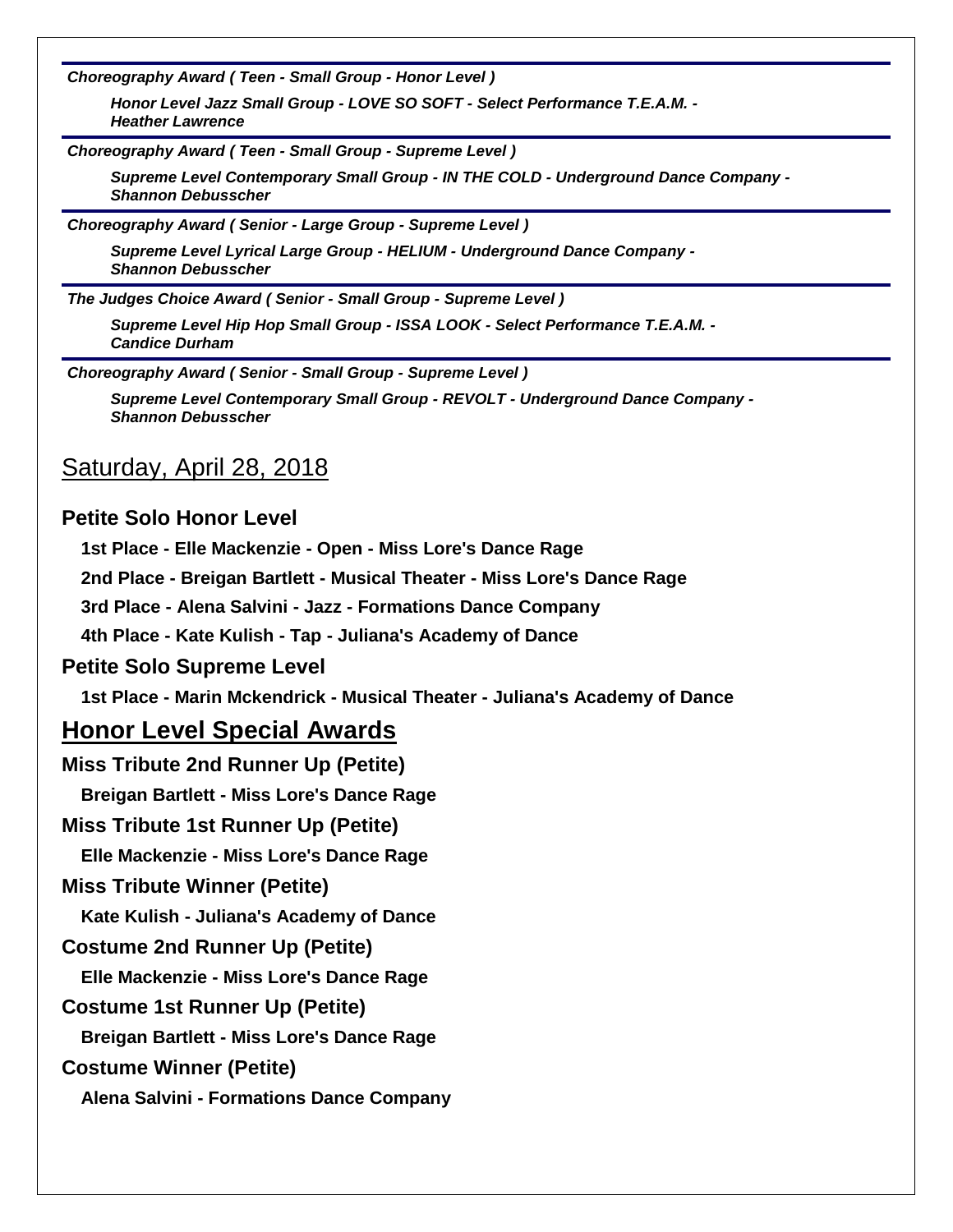***Choreography Award ( Teen - Small Group - Honor Level )***

***Honor Level Jazz Small Group - LOVE SO SOFT - Select Performance T.E.A.M. - Heather Lawrence***

***Choreography Award ( Teen - Small Group - Supreme Level )***

***Supreme Level Contemporary Small Group - IN THE COLD - Underground Dance Company - Shannon Debusscher***

***Choreography Award ( Senior - Large Group - Supreme Level )***

***Supreme Level Lyrical Large Group - HELIUM - Underground Dance Company - Shannon Debusscher***

***The Judges Choice Award ( Senior - Small Group - Supreme Level )***

***Supreme Level Hip Hop Small Group - ISSA LOOK - Select Performance T.E.A.M. - Candice Durham***

***Choreography Award ( Senior - Small Group - Supreme Level )***

***Supreme Level Contemporary Small Group - REVOLT - Underground Dance Company - Shannon Debusscher***

## Saturday, April 28, 2018

### Petite Solo Honor Level

**1st Place - Elle Mackenzie - Open - Miss Lore's Dance Rage**

**2nd Place - Breigan Bartlett - Musical Theater - Miss Lore's Dance Rage**

**3rd Place - Alena Salvini - Jazz - Formations Dance Company**

**4th Place - Kate Kulish - Tap - Juliana's Academy of Dance**

### Petite Solo Supreme Level

**1st Place - Marin Mckendrick - Musical Theater - Juliana's Academy of Dance**

## Honor Level Special Awards

### Miss Tribute 2nd Runner Up (Petite)

**Breigan Bartlett - Miss Lore's Dance Rage**

### Miss Tribute 1st Runner Up (Petite)

**Elle Mackenzie - Miss Lore's Dance Rage**

### Miss Tribute Winner (Petite)

**Kate Kulish - Juliana's Academy of Dance**

### Costume 2nd Runner Up (Petite)

**Elle Mackenzie - Miss Lore's Dance Rage**

### Costume 1st Runner Up (Petite)

**Breigan Bartlett - Miss Lore's Dance Rage**

### Costume Winner (Petite)

**Alena Salvini - Formations Dance Company**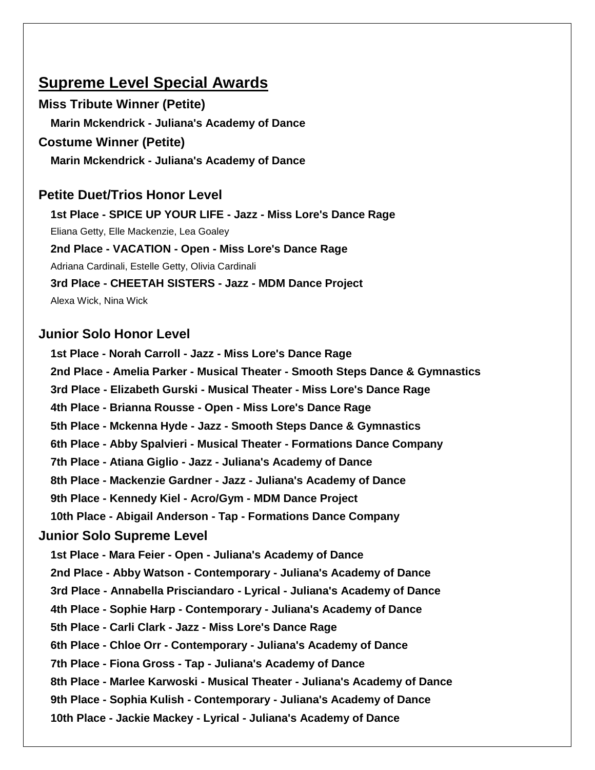## Supreme Level Special Awards

### Miss Tribute Winner (Petite)

**Marin Mckendrick - Juliana's Academy of Dance**

### Costume Winner (Petite)

**Marin Mckendrick - Juliana's Academy of Dance**

### Petite Duet/Trios Honor Level

**1st Place - SPICE UP YOUR LIFE - Jazz - Miss Lore's Dance Rage**

Eliana Getty, Elle Mackenzie, Lea Goaley

**2nd Place - VACATION - Open - Miss Lore's Dance Rage**

Adriana Cardinali, Estelle Getty, Olivia Cardinali

**3rd Place - CHEETAH SISTERS - Jazz - MDM Dance Project**

Alexa Wick, Nina Wick

### Junior Solo Honor Level

**1st Place - Norah Carroll - Jazz - Miss Lore's Dance Rage**

**2nd Place - Amelia Parker - Musical Theater - Smooth Steps Dance & Gymnastics**

**3rd Place - Elizabeth Gurski - Musical Theater - Miss Lore's Dance Rage**

**4th Place - Brianna Rousse - Open - Miss Lore's Dance Rage**

**5th Place - Mckenna Hyde - Jazz - Smooth Steps Dance & Gymnastics**

**6th Place - Abby Spalvieri - Musical Theater - Formations Dance Company**

**7th Place - Atiana Giglio - Jazz - Juliana's Academy of Dance**

**8th Place - Mackenzie Gardner - Jazz - Juliana's Academy of Dance**

**9th Place - Kennedy Kiel - Acro/Gym - MDM Dance Project**

**10th Place - Abigail Anderson - Tap - Formations Dance Company**

### Junior Solo Supreme Level

**1st Place - Mara Feier - Open - Juliana's Academy of Dance**

**2nd Place - Abby Watson - Contemporary - Juliana's Academy of Dance**

**3rd Place - Annabella Prisciandaro - Lyrical - Juliana's Academy of Dance**

**4th Place - Sophie Harp - Contemporary - Juliana's Academy of Dance**

**5th Place - Carli Clark - Jazz - Miss Lore's Dance Rage**

**6th Place - Chloe Orr - Contemporary - Juliana's Academy of Dance**

**7th Place - Fiona Gross - Tap - Juliana's Academy of Dance**

**8th Place - Marlee Karwoski - Musical Theater - Juliana's Academy of Dance**

**9th Place - Sophia Kulish - Contemporary - Juliana's Academy of Dance**

**10th Place - Jackie Mackey - Lyrical - Juliana's Academy of Dance**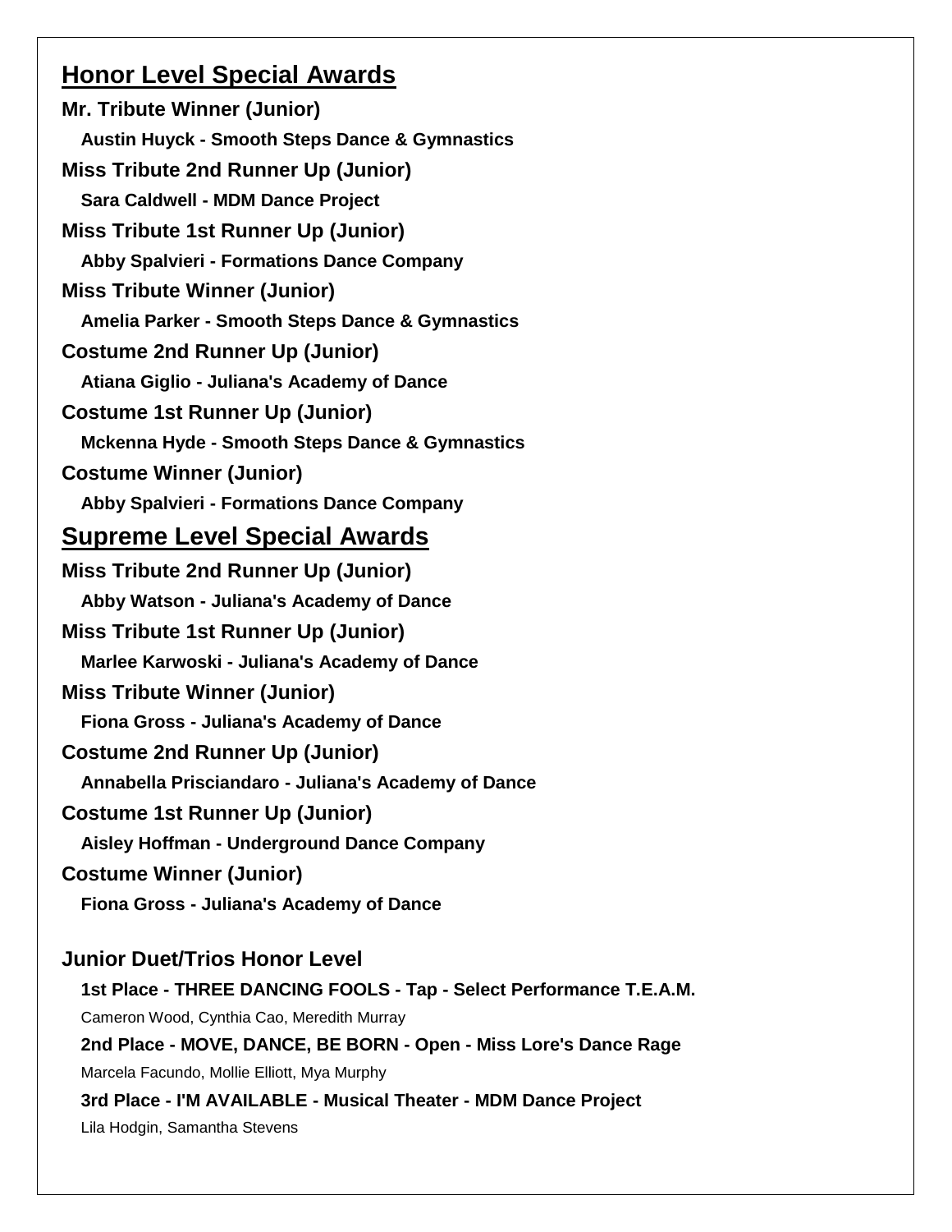## Honor Level Special Awards

**Mr. Tribute Winner (Junior)**

**Austin Huyck - Smooth Steps Dance & Gymnastics**

**Miss Tribute 2nd Runner Up (Junior)**

**Sara Caldwell - MDM Dance Project**

**Miss Tribute 1st Runner Up (Junior)**

**Abby Spalvieri - Formations Dance Company**

**Miss Tribute Winner (Junior)**

**Amelia Parker - Smooth Steps Dance & Gymnastics**

**Costume 2nd Runner Up (Junior)**

**Atiana Giglio - Juliana's Academy of Dance**

**Costume 1st Runner Up (Junior)**

**Mckenna Hyde - Smooth Steps Dance & Gymnastics**

**Costume Winner (Junior)**

**Abby Spalvieri - Formations Dance Company**

## Supreme Level Special Awards

**Miss Tribute 2nd Runner Up (Junior)**

**Abby Watson - Juliana's Academy of Dance**

**Miss Tribute 1st Runner Up (Junior)**

**Marlee Karwoski - Juliana's Academy of Dance**

**Miss Tribute Winner (Junior)**

**Fiona Gross - Juliana's Academy of Dance**

**Costume 2nd Runner Up (Junior)**

**Annabella Prisciandaro - Juliana's Academy of Dance**

**Costume 1st Runner Up (Junior)**

**Aisley Hoffman - Underground Dance Company**

**Costume Winner (Junior)**

**Fiona Gross - Juliana's Academy of Dance**

### Junior Duet/Trios Honor Level

**1st Place - THREE DANCING FOOLS - Tap - Select Performance T.E.A.M.**

Cameron Wood, Cynthia Cao, Meredith Murray

**2nd Place - MOVE, DANCE, BE BORN - Open - Miss Lore's Dance Rage**

Marcela Facundo, Mollie Elliott, Mya Murphy

**3rd Place - I'M AVAILABLE - Musical Theater - MDM Dance Project**

Lila Hodgin, Samantha Stevens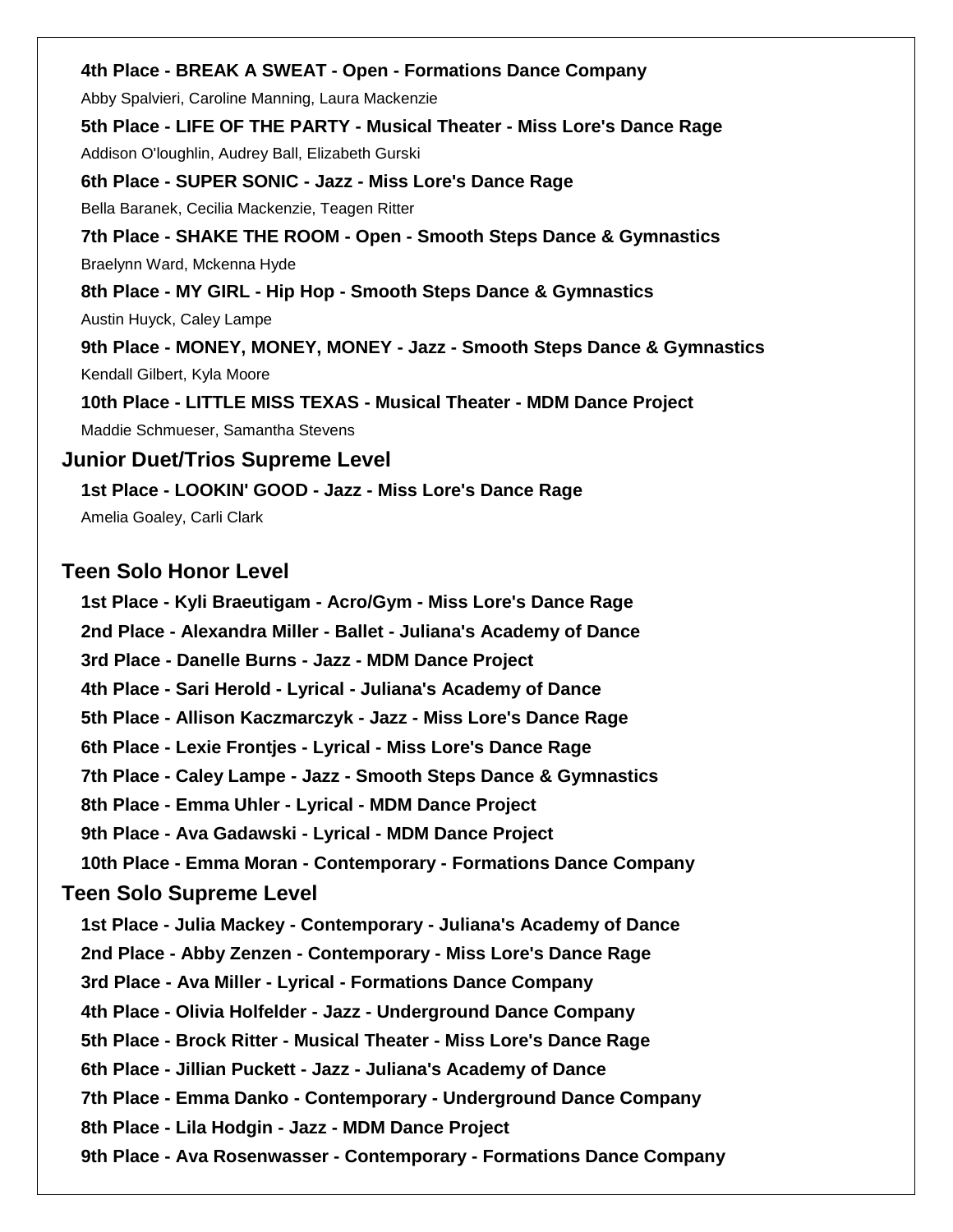**4th Place - BREAK A SWEAT - Open - Formations Dance Company**

Abby Spalvieri, Caroline Manning, Laura Mackenzie

**5th Place - LIFE OF THE PARTY - Musical Theater - Miss Lore's Dance Rage**

Addison O'loughlin, Audrey Ball, Elizabeth Gurski

**6th Place - SUPER SONIC - Jazz - Miss Lore's Dance Rage**

Bella Baranek, Cecilia Mackenzie, Teagen Ritter

**7th Place - SHAKE THE ROOM - Open - Smooth Steps Dance & Gymnastics**

Braelynn Ward, Mckenna Hyde

**8th Place - MY GIRL - Hip Hop - Smooth Steps Dance & Gymnastics**

Austin Huyck, Caley Lampe

**9th Place - MONEY, MONEY, MONEY - Jazz - Smooth Steps Dance & Gymnastics**

Kendall Gilbert, Kyla Moore

**10th Place - LITTLE MISS TEXAS - Musical Theater - MDM Dance Project**

Maddie Schmueser, Samantha Stevens

## Junior Duet/Trios Supreme Level

**1st Place - LOOKIN' GOOD - Jazz - Miss Lore's Dance Rage**

Amelia Goaley, Carli Clark

## Teen Solo Honor Level

**1st Place - Kyli Braeutigam - Acro/Gym - Miss Lore's Dance Rage**

**2nd Place - Alexandra Miller - Ballet - Juliana's Academy of Dance**

**3rd Place - Danelle Burns - Jazz - MDM Dance Project**

**4th Place - Sari Herold - Lyrical - Juliana's Academy of Dance**

**5th Place - Allison Kaczmarczyk - Jazz - Miss Lore's Dance Rage**

**6th Place - Lexie Frontjes - Lyrical - Miss Lore's Dance Rage**

**7th Place - Caley Lampe - Jazz - Smooth Steps Dance & Gymnastics**

**8th Place - Emma Uhler - Lyrical - MDM Dance Project**

**9th Place - Ava Gadawski - Lyrical - MDM Dance Project**

**10th Place - Emma Moran - Contemporary - Formations Dance Company**

## Teen Solo Supreme Level

**1st Place - Julia Mackey - Contemporary - Juliana's Academy of Dance**

**2nd Place - Abby Zenzen - Contemporary - Miss Lore's Dance Rage**

**3rd Place - Ava Miller - Lyrical - Formations Dance Company**

**4th Place - Olivia Holfelder - Jazz - Underground Dance Company**

**5th Place - Brock Ritter - Musical Theater - Miss Lore's Dance Rage**

**6th Place - Jillian Puckett - Jazz - Juliana's Academy of Dance**

**7th Place - Emma Danko - Contemporary - Underground Dance Company**

**8th Place - Lila Hodgin - Jazz - MDM Dance Project**

**9th Place - Ava Rosenwasser - Contemporary - Formations Dance Company**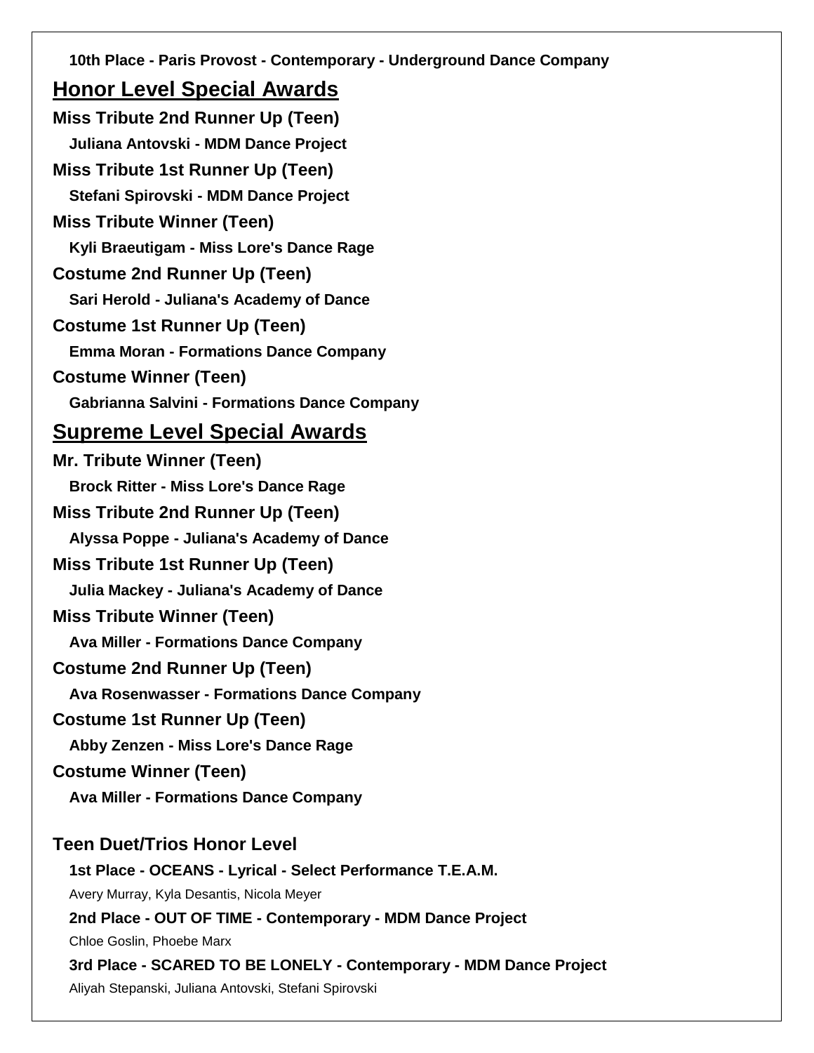**10th Place - Paris Provost - Contemporary - Underground Dance Company**

## Honor Level Special Awards

**Miss Tribute 2nd Runner Up (Teen)**

**Juliana Antovski - MDM Dance Project**

**Miss Tribute 1st Runner Up (Teen)**

**Stefani Spirovski - MDM Dance Project**

**Miss Tribute Winner (Teen)**

**Kyli Braeutigam - Miss Lore's Dance Rage**

**Costume 2nd Runner Up (Teen)**

**Sari Herold - Juliana's Academy of Dance**

**Costume 1st Runner Up (Teen)**

**Emma Moran - Formations Dance Company**

**Costume Winner (Teen)**

**Gabrianna Salvini - Formations Dance Company**

## Supreme Level Special Awards

**Mr. Tribute Winner (Teen)**

**Brock Ritter - Miss Lore's Dance Rage**

**Miss Tribute 2nd Runner Up (Teen)**

**Alyssa Poppe - Juliana's Academy of Dance**

**Miss Tribute 1st Runner Up (Teen)**

**Julia Mackey - Juliana's Academy of Dance**

**Miss Tribute Winner (Teen)**

**Ava Miller - Formations Dance Company**

**Costume 2nd Runner Up (Teen)**

**Ava Rosenwasser - Formations Dance Company**

**Costume 1st Runner Up (Teen)**

**Abby Zenzen - Miss Lore's Dance Rage**

**Costume Winner (Teen)**

**Ava Miller - Formations Dance Company**

### Teen Duet/Trios Honor Level

**1st Place - OCEANS - Lyrical - Select Performance T.E.A.M.**

Avery Murray, Kyla Desantis, Nicola Meyer

**2nd Place - OUT OF TIME - Contemporary - MDM Dance Project**

Chloe Goslin, Phoebe Marx

**3rd Place - SCARED TO BE LONELY - Contemporary - MDM Dance Project**

Aliyah Stepanski, Juliana Antovski, Stefani Spirovski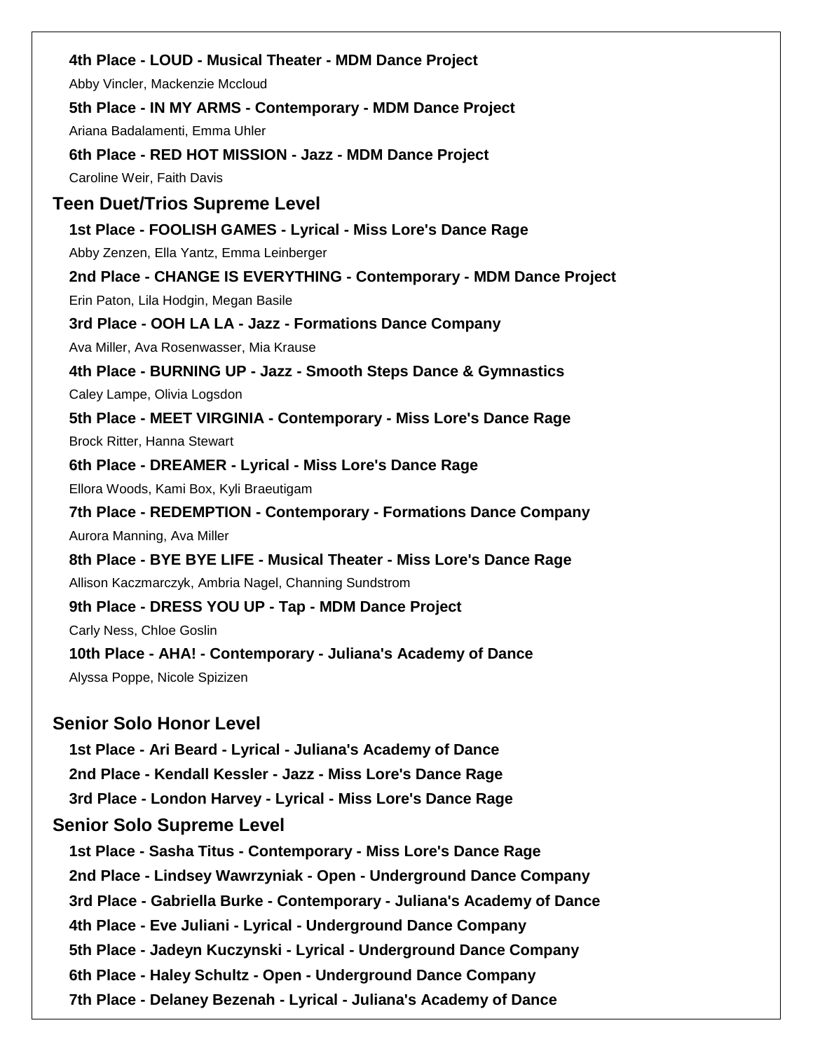**4th Place - LOUD - Musical Theater - MDM Dance Project**

Abby Vincler, Mackenzie Mccloud

**5th Place - IN MY ARMS - Contemporary - MDM Dance Project**

Ariana Badalamenti, Emma Uhler

**6th Place - RED HOT MISSION - Jazz - MDM Dance Project**

Caroline Weir, Faith Davis

## Teen Duet/Trios Supreme Level

**1st Place - FOOLISH GAMES - Lyrical - Miss Lore's Dance Rage**

Abby Zenzen, Ella Yantz, Emma Leinberger

**2nd Place - CHANGE IS EVERYTHING - Contemporary - MDM Dance Project**

Erin Paton, Lila Hodgin, Megan Basile

**3rd Place - OOH LA LA - Jazz - Formations Dance Company**

Ava Miller, Ava Rosenwasser, Mia Krause

**4th Place - BURNING UP - Jazz - Smooth Steps Dance & Gymnastics**

Caley Lampe, Olivia Logsdon

**5th Place - MEET VIRGINIA - Contemporary - Miss Lore's Dance Rage**

Brock Ritter, Hanna Stewart

**6th Place - DREAMER - Lyrical - Miss Lore's Dance Rage**

Ellora Woods, Kami Box, Kyli Braeutigam

**7th Place - REDEMPTION - Contemporary - Formations Dance Company**

Aurora Manning, Ava Miller

**8th Place - BYE BYE LIFE - Musical Theater - Miss Lore's Dance Rage**

Allison Kaczmarczyk, Ambria Nagel, Channing Sundstrom

**9th Place - DRESS YOU UP - Tap - MDM Dance Project**

Carly Ness, Chloe Goslin

**10th Place - AHA! - Contemporary - Juliana's Academy of Dance**

Alyssa Poppe, Nicole Spizizen

## Senior Solo Honor Level

**1st Place - Ari Beard - Lyrical - Juliana's Academy of Dance**

**2nd Place - Kendall Kessler - Jazz - Miss Lore's Dance Rage**

**3rd Place - London Harvey - Lyrical - Miss Lore's Dance Rage**

## Senior Solo Supreme Level

**1st Place - Sasha Titus - Contemporary - Miss Lore's Dance Rage**

**2nd Place - Lindsey Wawrzyniak - Open - Underground Dance Company**

**3rd Place - Gabriella Burke - Contemporary - Juliana's Academy of Dance**

**4th Place - Eve Juliani - Lyrical - Underground Dance Company**

**5th Place - Jadeyn Kuczynski - Lyrical - Underground Dance Company**

**6th Place - Haley Schultz - Open - Underground Dance Company**

**7th Place - Delaney Bezenah - Lyrical - Juliana's Academy of Dance**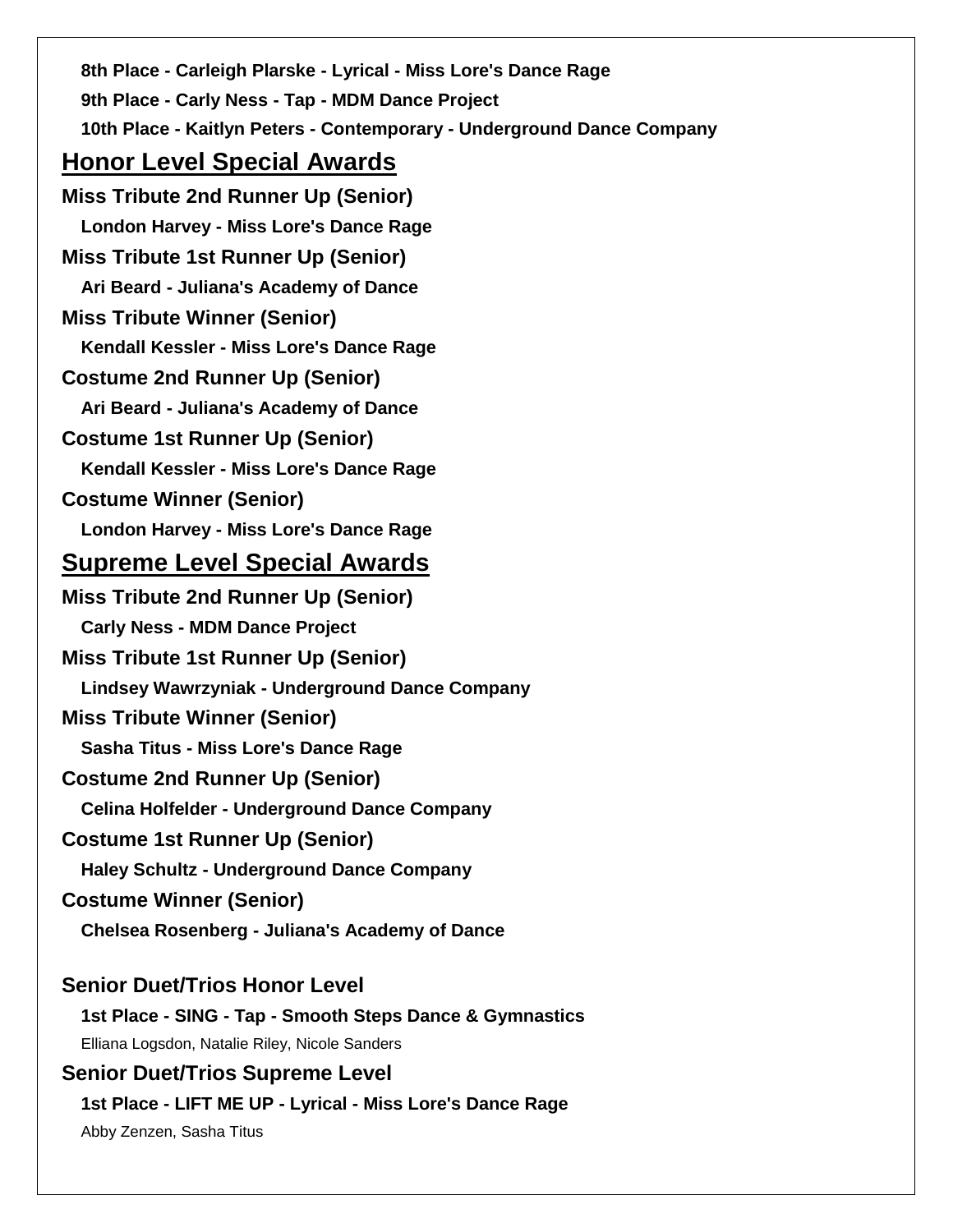**8th Place - Carleigh Plarske - Lyrical - Miss Lore's Dance Rage**

**9th Place - Carly Ness - Tap - MDM Dance Project**

**10th Place - Kaitlyn Peters - Contemporary - Underground Dance Company**

## Honor Level Special Awards

**Miss Tribute 2nd Runner Up (Senior)**

**London Harvey - Miss Lore's Dance Rage**

**Miss Tribute 1st Runner Up (Senior)**

**Ari Beard - Juliana's Academy of Dance**

**Miss Tribute Winner (Senior)**

**Kendall Kessler - Miss Lore's Dance Rage**

**Costume 2nd Runner Up (Senior)**

**Ari Beard - Juliana's Academy of Dance**

**Costume 1st Runner Up (Senior)**

**Kendall Kessler - Miss Lore's Dance Rage**

**Costume Winner (Senior)**

**London Harvey - Miss Lore's Dance Rage**

## Supreme Level Special Awards

**Miss Tribute 2nd Runner Up (Senior)**

**Carly Ness - MDM Dance Project**

**Miss Tribute 1st Runner Up (Senior)**

**Lindsey Wawrzyniak - Underground Dance Company**

**Miss Tribute Winner (Senior)**

**Sasha Titus - Miss Lore's Dance Rage**

**Costume 2nd Runner Up (Senior)**

**Celina Holfelder - Underground Dance Company**

**Costume 1st Runner Up (Senior)**

**Haley Schultz - Underground Dance Company**

**Costume Winner (Senior)**

**Chelsea Rosenberg - Juliana's Academy of Dance**

### Senior Duet/Trios Honor Level

**1st Place - SING - Tap - Smooth Steps Dance & Gymnastics**

Elliana Logsdon, Natalie Riley, Nicole Sanders

### Senior Duet/Trios Supreme Level

**1st Place - LIFT ME UP - Lyrical - Miss Lore's Dance Rage**

Abby Zenzen, Sasha Titus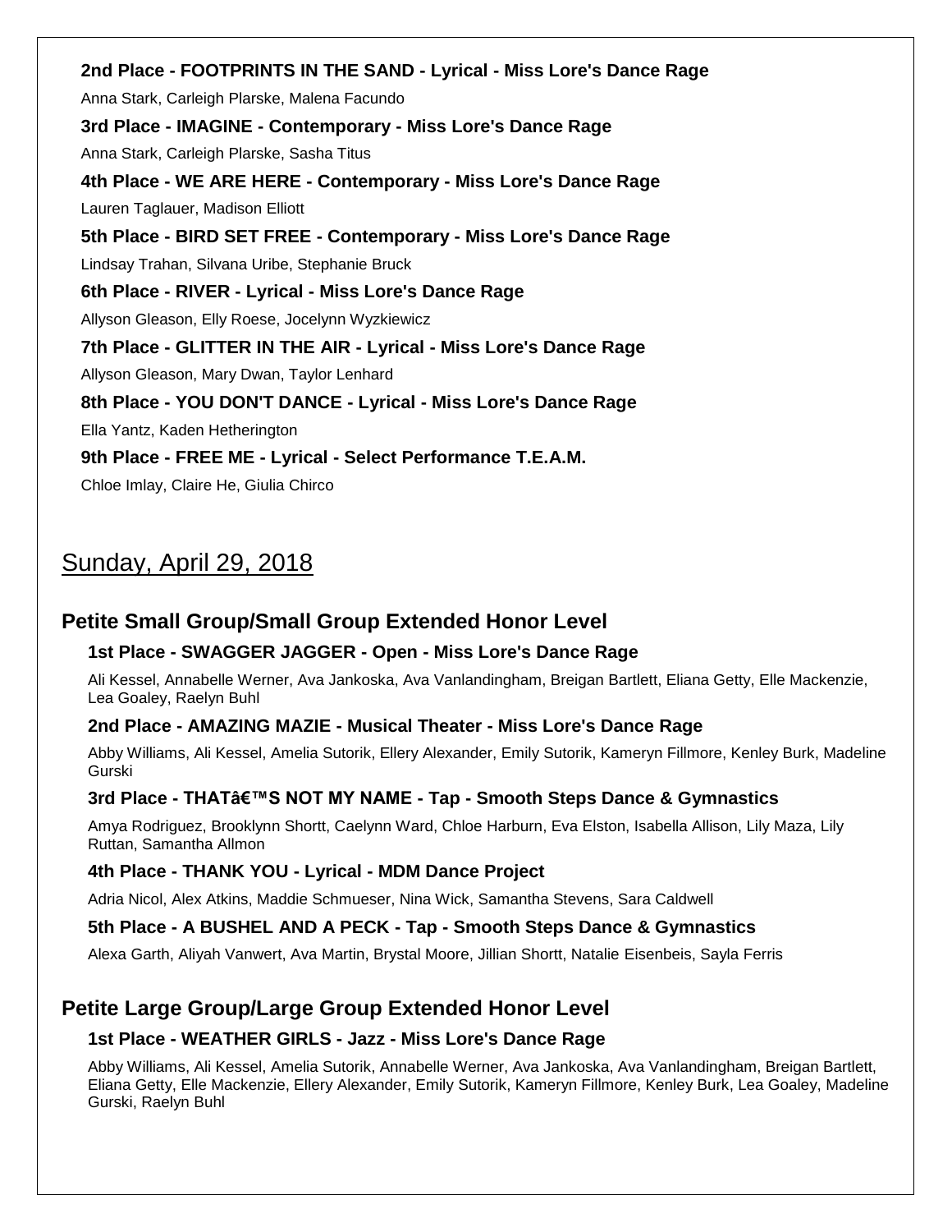**2nd Place - FOOTPRINTS IN THE SAND - Lyrical - Miss Lore's Dance Rage**

Anna Stark, Carleigh Plarske, Malena Facundo

**3rd Place - IMAGINE - Contemporary - Miss Lore's Dance Rage**

Anna Stark, Carleigh Plarske, Sasha Titus

**4th Place - WE ARE HERE - Contemporary - Miss Lore's Dance Rage**

Lauren Taglauer, Madison Elliott

**5th Place - BIRD SET FREE - Contemporary - Miss Lore's Dance Rage**

Lindsay Trahan, Silvana Uribe, Stephanie Bruck

**6th Place - RIVER - Lyrical - Miss Lore's Dance Rage**

Allyson Gleason, Elly Roese, Jocelynn Wyzkiewicz

**7th Place - GLITTER IN THE AIR - Lyrical - Miss Lore's Dance Rage**

Allyson Gleason, Mary Dwan, Taylor Lenhard

**8th Place - YOU DON'T DANCE - Lyrical - Miss Lore's Dance Rage**

Ella Yantz, Kaden Hetherington

**9th Place - FREE ME - Lyrical - Select Performance T.E.A.M.**

Chloe Imlay, Claire He, Giulia Chirco

# Sunday, April 29, 2018

## Petite Small Group/Small Group Extended Honor Level

**1st Place - SWAGGER JAGGER - Open - Miss Lore's Dance Rage**

Ali Kessel, Annabelle Werner, Ava Jankoska, Ava Vanlandingham, Breigan Bartlett, Eliana Getty, Elle Mackenzie, Lea Goaley, Raelyn Buhl

**2nd Place - AMAZING MAZIE - Musical Theater - Miss Lore's Dance Rage**

Abby Williams, Ali Kessel, Amelia Sutorik, Ellery Alexander, Emily Sutorik, Kameryn Fillmore, Kenley Burk, Madeline Gurski

**3rd Place - THATâ€™S NOT MY NAME - Tap - Smooth Steps Dance & Gymnastics**

Amya Rodriguez, Brooklynn Shortt, Caelynn Ward, Chloe Harburn, Eva Elston, Isabella Allison, Lily Maza, Lily Ruttan, Samantha Allmon

**4th Place - THANK YOU - Lyrical - MDM Dance Project**

Adria Nicol, Alex Atkins, Maddie Schmueser, Nina Wick, Samantha Stevens, Sara Caldwell

**5th Place - A BUSHEL AND A PECK - Tap - Smooth Steps Dance & Gymnastics**

Alexa Garth, Aliyah Vanwert, Ava Martin, Brystal Moore, Jillian Shortt, Natalie Eisenbeis, Sayla Ferris

## Petite Large Group/Large Group Extended Honor Level

**1st Place - WEATHER GIRLS - Jazz - Miss Lore's Dance Rage**

Abby Williams, Ali Kessel, Amelia Sutorik, Annabelle Werner, Ava Jankoska, Ava Vanlandingham, Breigan Bartlett, Eliana Getty, Elle Mackenzie, Ellery Alexander, Emily Sutorik, Kameryn Fillmore, Kenley Burk, Lea Goaley, Madeline Gurski, Raelyn Buhl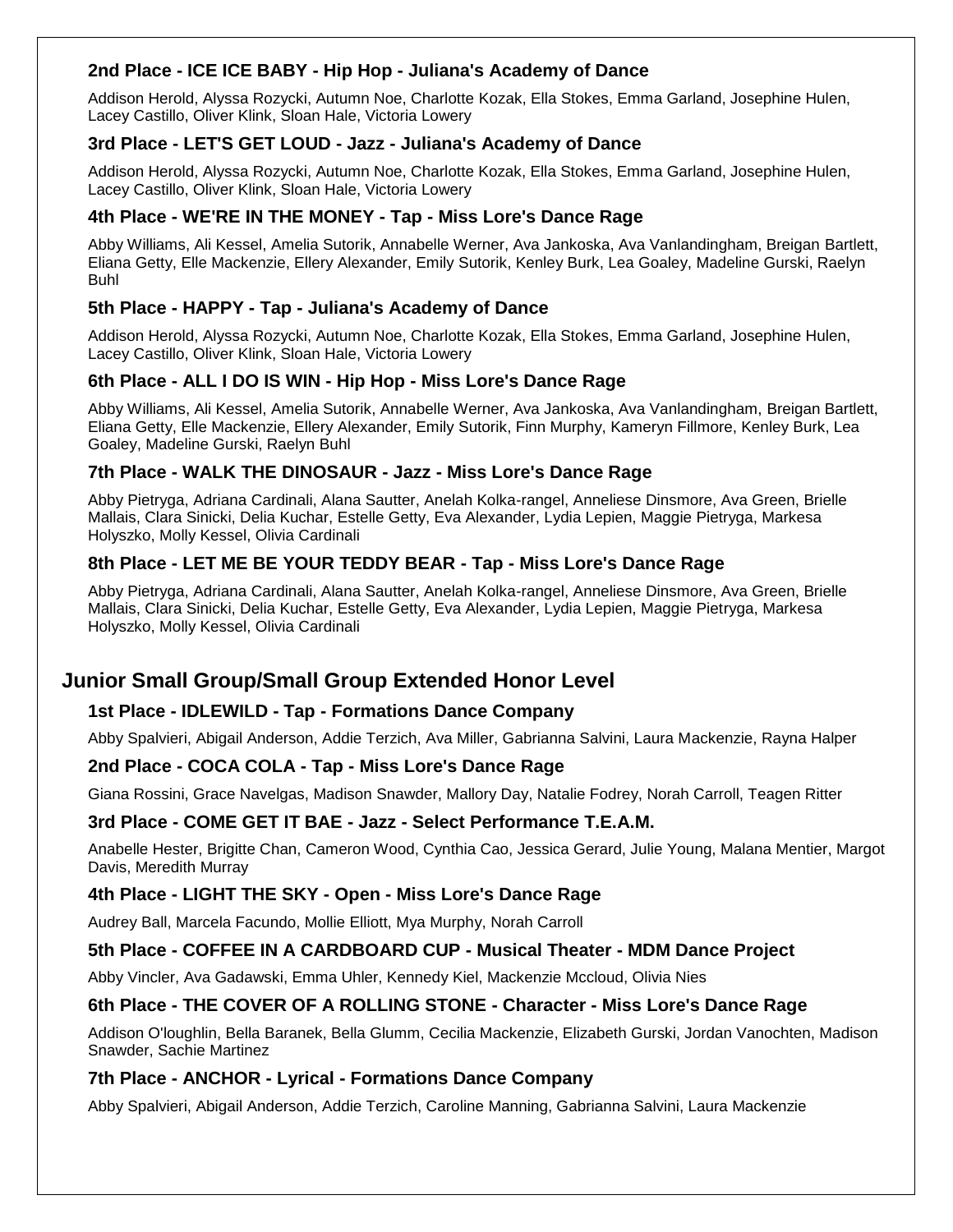### 2nd Place - ICE ICE BABY - Hip Hop - Juliana's Academy of Dance

Addison Herold, Alyssa Rozycki, Autumn Noe, Charlotte Kozak, Ella Stokes, Emma Garland, Josephine Hulen, Lacey Castillo, Oliver Klink, Sloan Hale, Victoria Lowery

### 3rd Place - LET'S GET LOUD - Jazz - Juliana's Academy of Dance

Addison Herold, Alyssa Rozycki, Autumn Noe, Charlotte Kozak, Ella Stokes, Emma Garland, Josephine Hulen, Lacey Castillo, Oliver Klink, Sloan Hale, Victoria Lowery

### 4th Place - WE'RE IN THE MONEY - Tap - Miss Lore's Dance Rage

Abby Williams, Ali Kessel, Amelia Sutorik, Annabelle Werner, Ava Jankoska, Ava Vanlandingham, Breigan Bartlett, Eliana Getty, Elle Mackenzie, Ellery Alexander, Emily Sutorik, Kenley Burk, Lea Goaley, Madeline Gurski, Raelyn Buhl

### 5th Place - HAPPY - Tap - Juliana's Academy of Dance

Addison Herold, Alyssa Rozycki, Autumn Noe, Charlotte Kozak, Ella Stokes, Emma Garland, Josephine Hulen, Lacey Castillo, Oliver Klink, Sloan Hale, Victoria Lowery

### 6th Place - ALL I DO IS WIN - Hip Hop - Miss Lore's Dance Rage

Abby Williams, Ali Kessel, Amelia Sutorik, Annabelle Werner, Ava Jankoska, Ava Vanlandingham, Breigan Bartlett, Eliana Getty, Elle Mackenzie, Ellery Alexander, Emily Sutorik, Finn Murphy, Kameryn Fillmore, Kenley Burk, Lea Goaley, Madeline Gurski, Raelyn Buhl

### 7th Place - WALK THE DINOSAUR - Jazz - Miss Lore's Dance Rage

Abby Pietryga, Adriana Cardinali, Alana Sautter, Anelah Kolka-rangel, Anneliese Dinsmore, Ava Green, Brielle Mallais, Clara Sinicki, Delia Kuchar, Estelle Getty, Eva Alexander, Lydia Lepien, Maggie Pietryga, Markesa Holyszko, Molly Kessel, Olivia Cardinali

### 8th Place - LET ME BE YOUR TEDDY BEAR - Tap - Miss Lore's Dance Rage

Abby Pietryga, Adriana Cardinali, Alana Sautter, Anelah Kolka-rangel, Anneliese Dinsmore, Ava Green, Brielle Mallais, Clara Sinicki, Delia Kuchar, Estelle Getty, Eva Alexander, Lydia Lepien, Maggie Pietryga, Markesa Holyszko, Molly Kessel, Olivia Cardinali

## Junior Small Group/Small Group Extended Honor Level

### 1st Place - IDLEWILD - Tap - Formations Dance Company

Abby Spalvieri, Abigail Anderson, Addie Terzich, Ava Miller, Gabrianna Salvini, Laura Mackenzie, Rayna Halper

### 2nd Place - COCA COLA - Tap - Miss Lore's Dance Rage

Giana Rossini, Grace Navelgas, Madison Snawder, Mallory Day, Natalie Fodrey, Norah Carroll, Teagen Ritter

### 3rd Place - COME GET IT BAE - Jazz - Select Performance T.E.A.M.

Anabelle Hester, Brigitte Chan, Cameron Wood, Cynthia Cao, Jessica Gerard, Julie Young, Malana Mentier, Margot Davis, Meredith Murray

### 4th Place - LIGHT THE SKY - Open - Miss Lore's Dance Rage

Audrey Ball, Marcela Facundo, Mollie Elliott, Mya Murphy, Norah Carroll

### 5th Place - COFFEE IN A CARDBOARD CUP - Musical Theater - MDM Dance Project

Abby Vincler, Ava Gadawski, Emma Uhler, Kennedy Kiel, Mackenzie Mccloud, Olivia Nies

### 6th Place - THE COVER OF A ROLLING STONE - Character - Miss Lore's Dance Rage

Addison O'loughlin, Bella Baranek, Bella Glumm, Cecilia Mackenzie, Elizabeth Gurski, Jordan Vanochten, Madison Snawder, Sachie Martinez

### 7th Place - ANCHOR - Lyrical - Formations Dance Company

Abby Spalvieri, Abigail Anderson, Addie Terzich, Caroline Manning, Gabrianna Salvini, Laura Mackenzie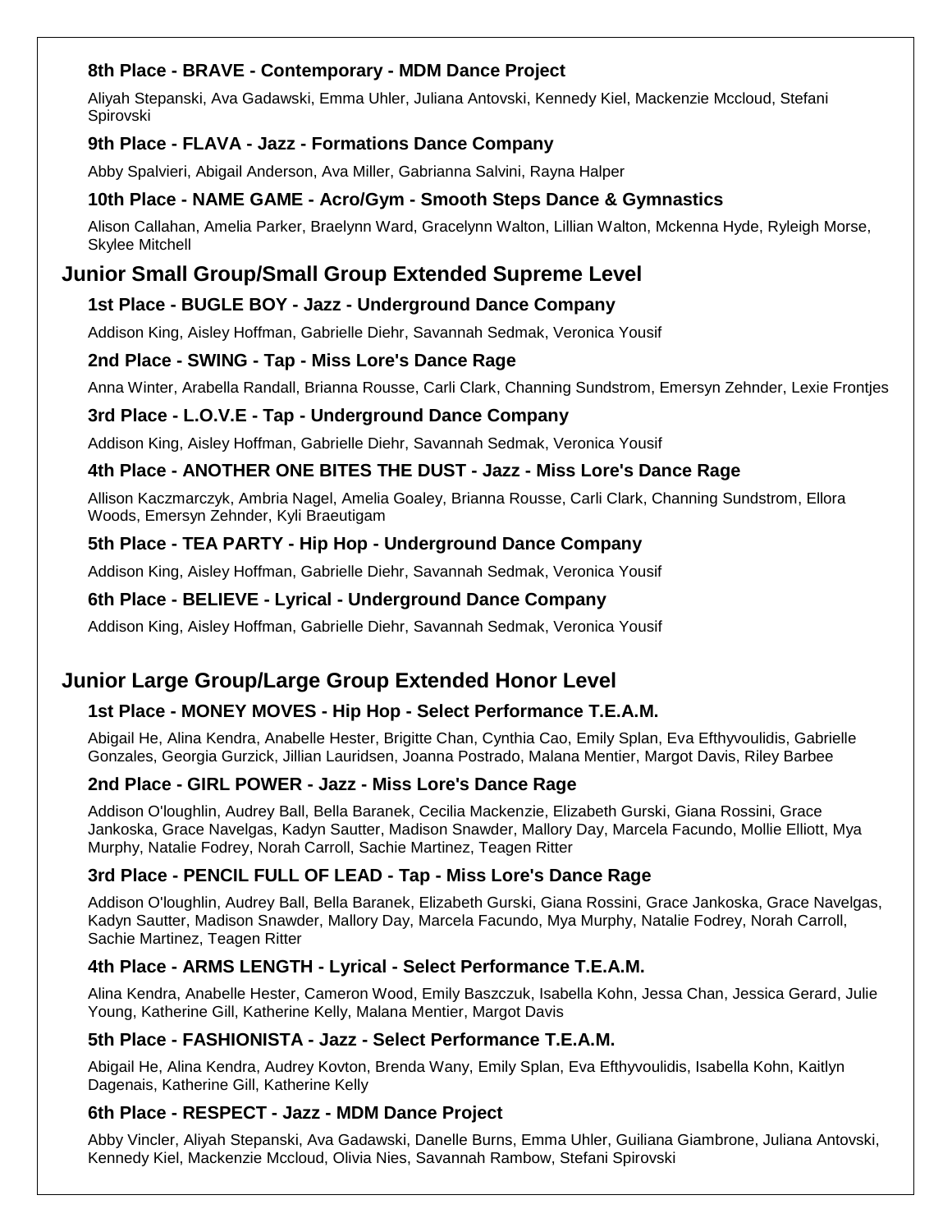### 8th Place - BRAVE - Contemporary - MDM Dance Project

Aliyah Stepanski, Ava Gadawski, Emma Uhler, Juliana Antovski, Kennedy Kiel, Mackenzie Mccloud, Stefani Spirovski

### 9th Place - FLAVA - Jazz - Formations Dance Company

Abby Spalvieri, Abigail Anderson, Ava Miller, Gabrianna Salvini, Rayna Halper

### 10th Place - NAME GAME - Acro/Gym - Smooth Steps Dance & Gymnastics

Alison Callahan, Amelia Parker, Braelynn Ward, Gracelynn Walton, Lillian Walton, Mckenna Hyde, Ryleigh Morse, Skylee Mitchell

## Junior Small Group/Small Group Extended Supreme Level

### 1st Place - BUGLE BOY - Jazz - Underground Dance Company

Addison King, Aisley Hoffman, Gabrielle Diehr, Savannah Sedmak, Veronica Yousif

### 2nd Place - SWING - Tap - Miss Lore's Dance Rage

Anna Winter, Arabella Randall, Brianna Rousse, Carli Clark, Channing Sundstrom, Emersyn Zehnder, Lexie Frontjes

### 3rd Place - L.O.V.E - Tap - Underground Dance Company

Addison King, Aisley Hoffman, Gabrielle Diehr, Savannah Sedmak, Veronica Yousif

### 4th Place - ANOTHER ONE BITES THE DUST - Jazz - Miss Lore's Dance Rage

Allison Kaczmarczyk, Ambria Nagel, Amelia Goaley, Brianna Rousse, Carli Clark, Channing Sundstrom, Ellora Woods, Emersyn Zehnder, Kyli Braeutigam

### 5th Place - TEA PARTY - Hip Hop - Underground Dance Company

Addison King, Aisley Hoffman, Gabrielle Diehr, Savannah Sedmak, Veronica Yousif

### 6th Place - BELIEVE - Lyrical - Underground Dance Company

Addison King, Aisley Hoffman, Gabrielle Diehr, Savannah Sedmak, Veronica Yousif

## Junior Large Group/Large Group Extended Honor Level

### 1st Place - MONEY MOVES - Hip Hop - Select Performance T.E.A.M.

Abigail He, Alina Kendra, Anabelle Hester, Brigitte Chan, Cynthia Cao, Emily Splan, Eva Efthyvoulidis, Gabrielle Gonzales, Georgia Gurzick, Jillian Lauridsen, Joanna Postrado, Malana Mentier, Margot Davis, Riley Barbee

### 2nd Place - GIRL POWER - Jazz - Miss Lore's Dance Rage

Addison O'loughlin, Audrey Ball, Bella Baranek, Cecilia Mackenzie, Elizabeth Gurski, Giana Rossini, Grace Jankoska, Grace Navelgas, Kadyn Sautter, Madison Snawder, Mallory Day, Marcela Facundo, Mollie Elliott, Mya Murphy, Natalie Fodrey, Norah Carroll, Sachie Martinez, Teagen Ritter

### 3rd Place - PENCIL FULL OF LEAD - Tap - Miss Lore's Dance Rage

Addison O'loughlin, Audrey Ball, Bella Baranek, Elizabeth Gurski, Giana Rossini, Grace Jankoska, Grace Navelgas, Kadyn Sautter, Madison Snawder, Mallory Day, Marcela Facundo, Mya Murphy, Natalie Fodrey, Norah Carroll, Sachie Martinez, Teagen Ritter

### 4th Place - ARMS LENGTH - Lyrical - Select Performance T.E.A.M.

Alina Kendra, Anabelle Hester, Cameron Wood, Emily Baszczuk, Isabella Kohn, Jessa Chan, Jessica Gerard, Julie Young, Katherine Gill, Katherine Kelly, Malana Mentier, Margot Davis

### 5th Place - FASHIONISTA - Jazz - Select Performance T.E.A.M.

Abigail He, Alina Kendra, Audrey Kovton, Brenda Wany, Emily Splan, Eva Efthyvoulidis, Isabella Kohn, Kaitlyn Dagenais, Katherine Gill, Katherine Kelly

### 6th Place - RESPECT - Jazz - MDM Dance Project

Abby Vincler, Aliyah Stepanski, Ava Gadawski, Danelle Burns, Emma Uhler, Guiliana Giambrone, Juliana Antovski, Kennedy Kiel, Mackenzie Mccloud, Olivia Nies, Savannah Rambow, Stefani Spirovski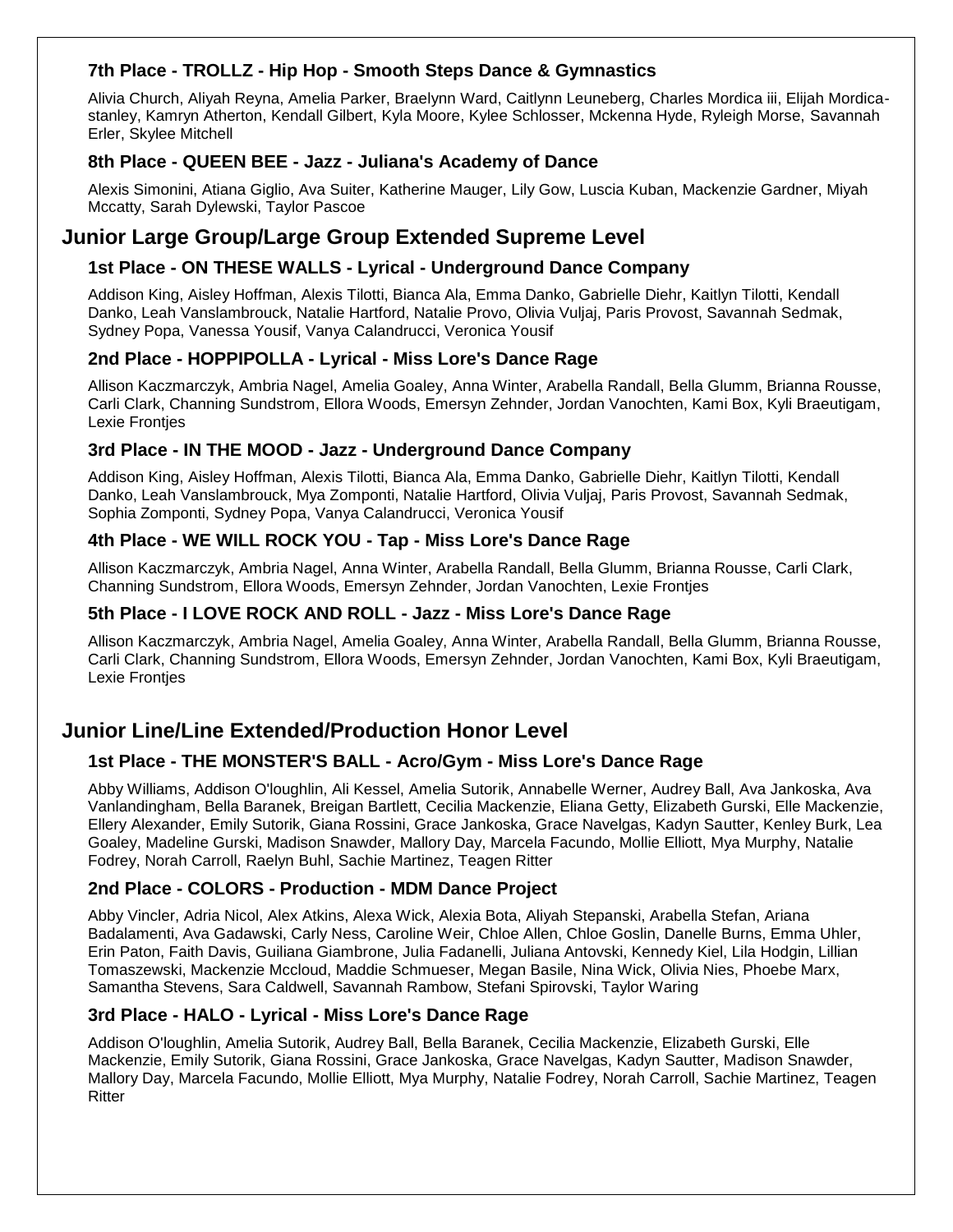### 7th Place - TROLLZ - Hip Hop - Smooth Steps Dance & Gymnastics

Alivia Church, Aliyah Reyna, Amelia Parker, Braelynn Ward, Caitlynn Leuneberg, Charles Mordica iii, Elijah Mordica-stanley, Kamryn Atherton, Kendall Gilbert, Kyla Moore, Kylee Schlosser, Mckenna Hyde, Ryleigh Morse, Savannah Erler, Skylee Mitchell

### 8th Place - QUEEN BEE - Jazz - Juliana's Academy of Dance

Alexis Simonini, Atiana Giglio, Ava Suiter, Katherine Mauger, Lily Gow, Luscia Kuban, Mackenzie Gardner, Miyah Mccatty, Sarah Dylewski, Taylor Pascoe

## Junior Large Group/Large Group Extended Supreme Level

### 1st Place - ON THESE WALLS - Lyrical - Underground Dance Company

Addison King, Aisley Hoffman, Alexis Tilotti, Bianca Ala, Emma Danko, Gabrielle Diehr, Kaitlyn Tilotti, Kendall Danko, Leah Vanslambrouck, Natalie Hartford, Natalie Provo, Olivia Vuljaj, Paris Provost, Savannah Sedmak, Sydney Popa, Vanessa Yousif, Vanya Calandrucci, Veronica Yousif

### 2nd Place - HOPPIPOLLA - Lyrical - Miss Lore's Dance Rage

Allison Kaczmarczyk, Ambria Nagel, Amelia Goaley, Anna Winter, Arabella Randall, Bella Glumm, Brianna Rousse, Carli Clark, Channing Sundstrom, Ellora Woods, Emersyn Zehnder, Jordan Vanochten, Kami Box, Kyli Braeutigam, Lexie Frontjes

### 3rd Place - IN THE MOOD - Jazz - Underground Dance Company

Addison King, Aisley Hoffman, Alexis Tilotti, Bianca Ala, Emma Danko, Gabrielle Diehr, Kaitlyn Tilotti, Kendall Danko, Leah Vanslambrouck, Mya Zomponti, Natalie Hartford, Olivia Vuljaj, Paris Provost, Savannah Sedmak, Sophia Zomponti, Sydney Popa, Vanya Calandrucci, Veronica Yousif

### 4th Place - WE WILL ROCK YOU - Tap - Miss Lore's Dance Rage

Allison Kaczmarczyk, Ambria Nagel, Anna Winter, Arabella Randall, Bella Glumm, Brianna Rousse, Carli Clark, Channing Sundstrom, Ellora Woods, Emersyn Zehnder, Jordan Vanochten, Lexie Frontjes

### 5th Place - I LOVE ROCK AND ROLL - Jazz - Miss Lore's Dance Rage

Allison Kaczmarczyk, Ambria Nagel, Amelia Goaley, Anna Winter, Arabella Randall, Bella Glumm, Brianna Rousse, Carli Clark, Channing Sundstrom, Ellora Woods, Emersyn Zehnder, Jordan Vanochten, Kami Box, Kyli Braeutigam, Lexie Frontjes

## Junior Line/Line Extended/Production Honor Level

### 1st Place - THE MONSTER'S BALL - Acro/Gym - Miss Lore's Dance Rage

Abby Williams, Addison O'loughlin, Ali Kessel, Amelia Sutorik, Annabelle Werner, Audrey Ball, Ava Jankoska, Ava Vanlandingham, Bella Baranek, Breigan Bartlett, Cecilia Mackenzie, Eliana Getty, Elizabeth Gurski, Elle Mackenzie, Ellery Alexander, Emily Sutorik, Giana Rossini, Grace Jankoska, Grace Navelgas, Kadyn Sautter, Kenley Burk, Lea Goaley, Madeline Gurski, Madison Snawder, Mallory Day, Marcela Facundo, Mollie Elliott, Mya Murphy, Natalie Fodrey, Norah Carroll, Raelyn Buhl, Sachie Martinez, Teagen Ritter

### 2nd Place - COLORS - Production - MDM Dance Project

Abby Vincler, Adria Nicol, Alex Atkins, Alexa Wick, Alexia Bota, Aliyah Stepanski, Arabella Stefan, Ariana Badalamenti, Ava Gadawski, Carly Ness, Caroline Weir, Chloe Allen, Chloe Goslin, Danelle Burns, Emma Uhler, Erin Paton, Faith Davis, Guiliana Giambrone, Julia Fadanelli, Juliana Antovski, Kennedy Kiel, Lila Hodgin, Lillian Tomaszewski, Mackenzie Mccloud, Maddie Schmueser, Megan Basile, Nina Wick, Olivia Nies, Phoebe Marx, Samantha Stevens, Sara Caldwell, Savannah Rambow, Stefani Spirovski, Taylor Waring

### 3rd Place - HALO - Lyrical - Miss Lore's Dance Rage

Addison O'loughlin, Amelia Sutorik, Audrey Ball, Bella Baranek, Cecilia Mackenzie, Elizabeth Gurski, Elle Mackenzie, Emily Sutorik, Giana Rossini, Grace Jankoska, Grace Navelgas, Kadyn Sautter, Madison Snawder, Mallory Day, Marcela Facundo, Mollie Elliott, Mya Murphy, Natalie Fodrey, Norah Carroll, Sachie Martinez, Teagen Ritter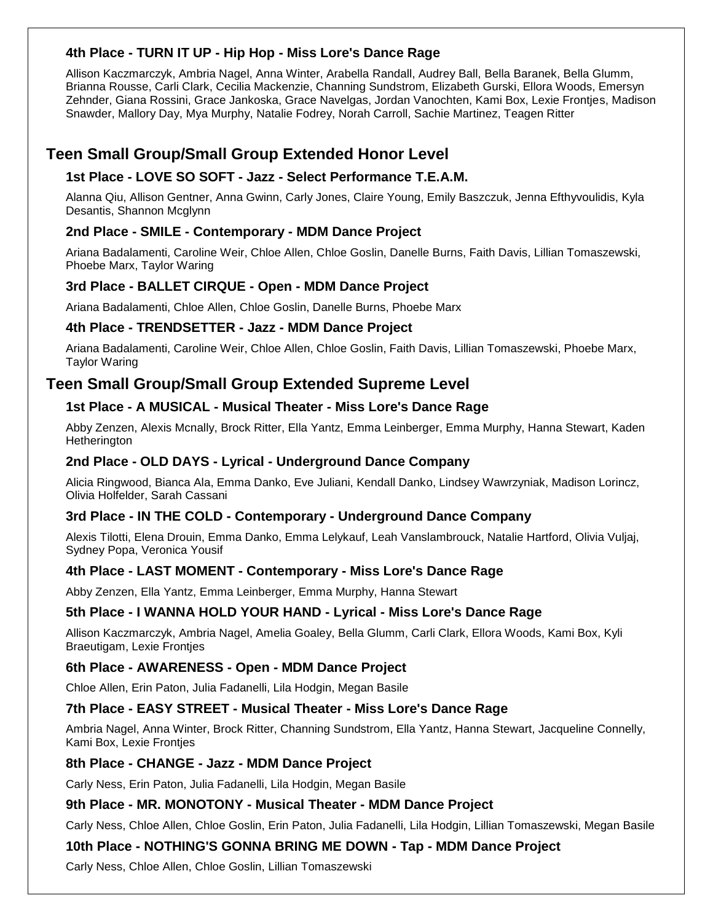### 4th Place - TURN IT UP - Hip Hop - Miss Lore's Dance Rage

Allison Kaczmarczyk, Ambria Nagel, Anna Winter, Arabella Randall, Audrey Ball, Bella Baranek, Bella Glumm, Brianna Rousse, Carli Clark, Cecilia Mackenzie, Channing Sundstrom, Elizabeth Gurski, Ellora Woods, Emersyn Zehnder, Giana Rossini, Grace Jankoska, Grace Navelgas, Jordan Vanochten, Kami Box, Lexie Frontjes, Madison Snawder, Mallory Day, Mya Murphy, Natalie Fodrey, Norah Carroll, Sachie Martinez, Teagen Ritter

## Teen Small Group/Small Group Extended Honor Level

### 1st Place - LOVE SO SOFT - Jazz - Select Performance T.E.A.M.

Alanna Qiu, Allison Gentner, Anna Gwinn, Carly Jones, Claire Young, Emily Baszczuk, Jenna Efthyvoulidis, Kyla Desantis, Shannon Mcglynn

### 2nd Place - SMILE - Contemporary - MDM Dance Project

Ariana Badalamenti, Caroline Weir, Chloe Allen, Chloe Goslin, Danelle Burns, Faith Davis, Lillian Tomaszewski, Phoebe Marx, Taylor Waring

### 3rd Place - BALLET CIRQUE - Open - MDM Dance Project

Ariana Badalamenti, Chloe Allen, Chloe Goslin, Danelle Burns, Phoebe Marx

### 4th Place - TRENDSETTER - Jazz - MDM Dance Project

Ariana Badalamenti, Caroline Weir, Chloe Allen, Chloe Goslin, Faith Davis, Lillian Tomaszewski, Phoebe Marx, Taylor Waring

## Teen Small Group/Small Group Extended Supreme Level

### 1st Place - A MUSICAL - Musical Theater - Miss Lore's Dance Rage

Abby Zenzen, Alexis Mcnally, Brock Ritter, Ella Yantz, Emma Leinberger, Emma Murphy, Hanna Stewart, Kaden Hetherington

### 2nd Place - OLD DAYS - Lyrical - Underground Dance Company

Alicia Ringwood, Bianca Ala, Emma Danko, Eve Juliani, Kendall Danko, Lindsey Wawrzyniak, Madison Lorincz, Olivia Holfelder, Sarah Cassani

### 3rd Place - IN THE COLD - Contemporary - Underground Dance Company

Alexis Tilotti, Elena Drouin, Emma Danko, Emma Lelykauf, Leah Vanslambrouck, Natalie Hartford, Olivia Vuljaj, Sydney Popa, Veronica Yousif

### 4th Place - LAST MOMENT - Contemporary - Miss Lore's Dance Rage

Abby Zenzen, Ella Yantz, Emma Leinberger, Emma Murphy, Hanna Stewart

### 5th Place - I WANNA HOLD YOUR HAND - Lyrical - Miss Lore's Dance Rage

Allison Kaczmarczyk, Ambria Nagel, Amelia Goaley, Bella Glumm, Carli Clark, Ellora Woods, Kami Box, Kyli Braeutigam, Lexie Frontjes

### 6th Place - AWARENESS - Open - MDM Dance Project

Chloe Allen, Erin Paton, Julia Fadanelli, Lila Hodgin, Megan Basile

### 7th Place - EASY STREET - Musical Theater - Miss Lore's Dance Rage

Ambria Nagel, Anna Winter, Brock Ritter, Channing Sundstrom, Ella Yantz, Hanna Stewart, Jacqueline Connelly, Kami Box, Lexie Frontjes

### 8th Place - CHANGE - Jazz - MDM Dance Project

Carly Ness, Erin Paton, Julia Fadanelli, Lila Hodgin, Megan Basile

### 9th Place - MR. MONOTONY - Musical Theater - MDM Dance Project

Carly Ness, Chloe Allen, Chloe Goslin, Erin Paton, Julia Fadanelli, Lila Hodgin, Lillian Tomaszewski, Megan Basile

### 10th Place - NOTHING'S GONNA BRING ME DOWN - Tap - MDM Dance Project

Carly Ness, Chloe Allen, Chloe Goslin, Lillian Tomaszewski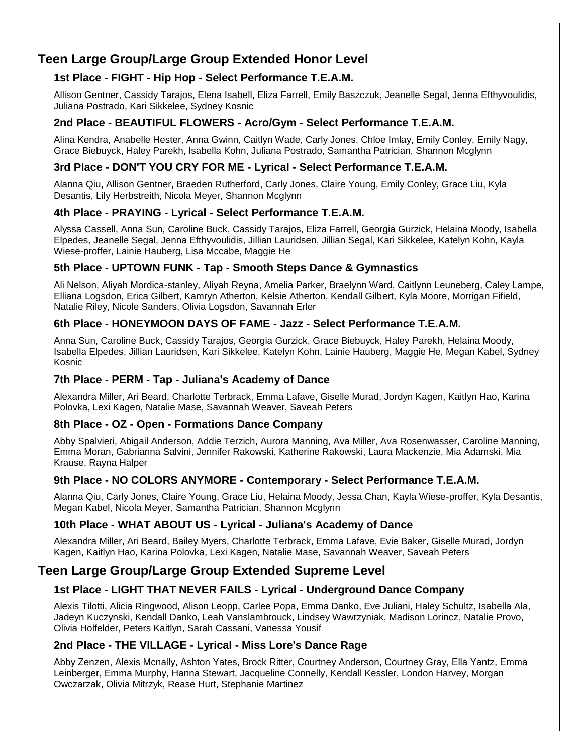## Teen Large Group/Large Group Extended Honor Level

### 1st Place - FIGHT - Hip Hop - Select Performance T.E.A.M.

Allison Gentner, Cassidy Tarajos, Elena Isabell, Eliza Farrell, Emily Baszczuk, Jeanelle Segal, Jenna Efthyvoulidis, Juliana Postrado, Kari Sikkelee, Sydney Kosnic

### 2nd Place - BEAUTIFUL FLOWERS - Acro/Gym - Select Performance T.E.A.M.

Alina Kendra, Anabelle Hester, Anna Gwinn, Caitlyn Wade, Carly Jones, Chloe Imlay, Emily Conley, Emily Nagy, Grace Biebuyck, Haley Parekh, Isabella Kohn, Juliana Postrado, Samantha Patrician, Shannon Mcglynn

### 3rd Place - DON'T YOU CRY FOR ME - Lyrical - Select Performance T.E.A.M.

Alanna Qiu, Allison Gentner, Braeden Rutherford, Carly Jones, Claire Young, Emily Conley, Grace Liu, Kyla Desantis, Lily Herbstreith, Nicola Meyer, Shannon Mcglynn

### 4th Place - PRAYING - Lyrical - Select Performance T.E.A.M.

Alyssa Cassell, Anna Sun, Caroline Buck, Cassidy Tarajos, Eliza Farrell, Georgia Gurzick, Helaina Moody, Isabella Elpedes, Jeanelle Segal, Jenna Efthyvoulidis, Jillian Lauridsen, Jillian Segal, Kari Sikkelee, Katelyn Kohn, Kayla Wiese-proffer, Lainie Hauberg, Lisa Mccabe, Maggie He

### 5th Place - UPTOWN FUNK - Tap - Smooth Steps Dance & Gymnastics

Ali Nelson, Aliyah Mordica-stanley, Aliyah Reyna, Amelia Parker, Braelynn Ward, Caitlynn Leuneberg, Caley Lampe, Elliana Logsdon, Erica Gilbert, Kamryn Atherton, Kelsie Atherton, Kendall Gilbert, Kyla Moore, Morrigan Fifield, Natalie Riley, Nicole Sanders, Olivia Logsdon, Savannah Erler

### 6th Place - HONEYMOON DAYS OF FAME - Jazz - Select Performance T.E.A.M.

Anna Sun, Caroline Buck, Cassidy Tarajos, Georgia Gurzick, Grace Biebuyck, Haley Parekh, Helaina Moody, Isabella Elpedes, Jillian Lauridsen, Kari Sikkelee, Katelyn Kohn, Lainie Hauberg, Maggie He, Megan Kabel, Sydney Kosnic

### 7th Place - PERM - Tap - Juliana's Academy of Dance

Alexandra Miller, Ari Beard, Charlotte Terbrack, Emma Lafave, Giselle Murad, Jordyn Kagen, Kaitlyn Hao, Karina Polovka, Lexi Kagen, Natalie Mase, Savannah Weaver, Saveah Peters

### 8th Place - OZ - Open - Formations Dance Company

Abby Spalvieri, Abigail Anderson, Addie Terzich, Aurora Manning, Ava Miller, Ava Rosenwasser, Caroline Manning, Emma Moran, Gabrianna Salvini, Jennifer Rakowski, Katherine Rakowski, Laura Mackenzie, Mia Adamski, Mia Krause, Rayna Halper

### 9th Place - NO COLORS ANYMORE - Contemporary - Select Performance T.E.A.M.

Alanna Qiu, Carly Jones, Claire Young, Grace Liu, Helaina Moody, Jessa Chan, Kayla Wiese-proffer, Kyla Desantis, Megan Kabel, Nicola Meyer, Samantha Patrician, Shannon Mcglynn

### 10th Place - WHAT ABOUT US - Lyrical - Juliana's Academy of Dance

Alexandra Miller, Ari Beard, Bailey Myers, Charlotte Terbrack, Emma Lafave, Evie Baker, Giselle Murad, Jordyn Kagen, Kaitlyn Hao, Karina Polovka, Lexi Kagen, Natalie Mase, Savannah Weaver, Saveah Peters

## Teen Large Group/Large Group Extended Supreme Level

### 1st Place - LIGHT THAT NEVER FAILS - Lyrical - Underground Dance Company

Alexis Tilotti, Alicia Ringwood, Alison Leopp, Carlee Popa, Emma Danko, Eve Juliani, Haley Schultz, Isabella Ala, Jadeyn Kuczynski, Kendall Danko, Leah Vanslambrouck, Lindsey Wawrzyniak, Madison Lorincz, Natalie Provo, Olivia Holfelder, Peters Kaitlyn, Sarah Cassani, Vanessa Yousif

### 2nd Place - THE VILLAGE - Lyrical - Miss Lore's Dance Rage

Abby Zenzen, Alexis Mcnally, Ashton Yates, Brock Ritter, Courtney Anderson, Courtney Gray, Ella Yantz, Emma Leinberger, Emma Murphy, Hanna Stewart, Jacqueline Connelly, Kendall Kessler, London Harvey, Morgan Owczarzak, Olivia Mitrzyk, Rease Hurt, Stephanie Martinez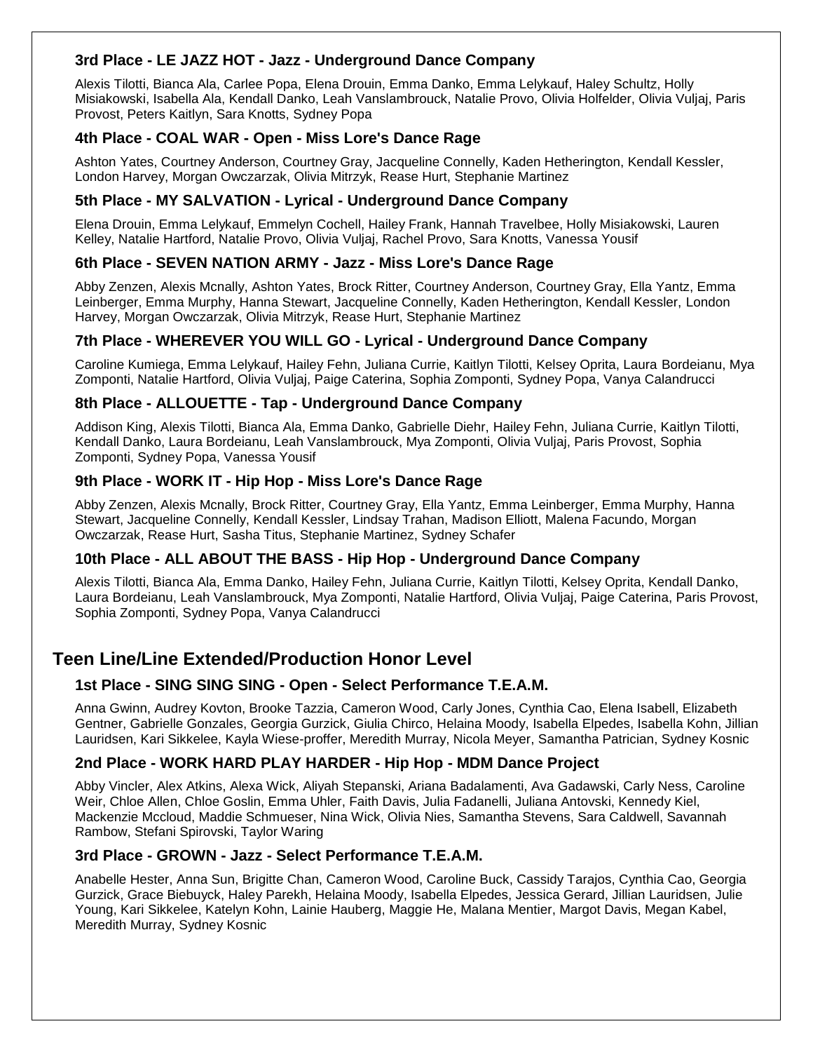### 3rd Place - LE JAZZ HOT - Jazz - Underground Dance Company

Alexis Tilotti, Bianca Ala, Carlee Popa, Elena Drouin, Emma Danko, Emma Lelykauf, Haley Schultz, Holly Misiakowski, Isabella Ala, Kendall Danko, Leah Vanslambrouck, Natalie Provo, Olivia Holfelder, Olivia Vuljaj, Paris Provost, Peters Kaitlyn, Sara Knotts, Sydney Popa

### 4th Place - COAL WAR - Open - Miss Lore's Dance Rage

Ashton Yates, Courtney Anderson, Courtney Gray, Jacqueline Connelly, Kaden Hetherington, Kendall Kessler, London Harvey, Morgan Owczarzak, Olivia Mitrzyk, Rease Hurt, Stephanie Martinez

### 5th Place - MY SALVATION - Lyrical - Underground Dance Company

Elena Drouin, Emma Lelykauf, Emmelyn Cochell, Hailey Frank, Hannah Travelbee, Holly Misiakowski, Lauren Kelley, Natalie Hartford, Natalie Provo, Olivia Vuljaj, Rachel Provo, Sara Knotts, Vanessa Yousif

### 6th Place - SEVEN NATION ARMY - Jazz - Miss Lore's Dance Rage

Abby Zenzen, Alexis Mcnally, Ashton Yates, Brock Ritter, Courtney Anderson, Courtney Gray, Ella Yantz, Emma Leinberger, Emma Murphy, Hanna Stewart, Jacqueline Connelly, Kaden Hetherington, Kendall Kessler, London Harvey, Morgan Owczarzak, Olivia Mitrzyk, Rease Hurt, Stephanie Martinez

### 7th Place - WHEREVER YOU WILL GO - Lyrical - Underground Dance Company

Caroline Kumiega, Emma Lelykauf, Hailey Fehn, Juliana Currie, Kaitlyn Tilotti, Kelsey Oprita, Laura Bordeianu, Mya Zomponti, Natalie Hartford, Olivia Vuljaj, Paige Caterina, Sophia Zomponti, Sydney Popa, Vanya Calandrucci

### 8th Place - ALLOUETTE - Tap - Underground Dance Company

Addison King, Alexis Tilotti, Bianca Ala, Emma Danko, Gabrielle Diehr, Hailey Fehn, Juliana Currie, Kaitlyn Tilotti, Kendall Danko, Laura Bordeianu, Leah Vanslambrouck, Mya Zomponti, Olivia Vuljaj, Paris Provost, Sophia Zomponti, Sydney Popa, Vanessa Yousif

### 9th Place - WORK IT - Hip Hop - Miss Lore's Dance Rage

Abby Zenzen, Alexis Mcnally, Brock Ritter, Courtney Gray, Ella Yantz, Emma Leinberger, Emma Murphy, Hanna Stewart, Jacqueline Connelly, Kendall Kessler, Lindsay Trahan, Madison Elliott, Malena Facundo, Morgan Owczarzak, Rease Hurt, Sasha Titus, Stephanie Martinez, Sydney Schafer

### 10th Place - ALL ABOUT THE BASS - Hip Hop - Underground Dance Company

Alexis Tilotti, Bianca Ala, Emma Danko, Hailey Fehn, Juliana Currie, Kaitlyn Tilotti, Kelsey Oprita, Kendall Danko, Laura Bordeianu, Leah Vanslambrouck, Mya Zomponti, Natalie Hartford, Olivia Vuljaj, Paige Caterina, Paris Provost, Sophia Zomponti, Sydney Popa, Vanya Calandrucci

## Teen Line/Line Extended/Production Honor Level

### 1st Place - SING SING SING - Open - Select Performance T.E.A.M.

Anna Gwinn, Audrey Kovton, Brooke Tazzia, Cameron Wood, Carly Jones, Cynthia Cao, Elena Isabell, Elizabeth Gentner, Gabrielle Gonzales, Georgia Gurzick, Giulia Chirco, Helaina Moody, Isabella Elpedes, Isabella Kohn, Jillian Lauridsen, Kari Sikkelee, Kayla Wiese-proffer, Meredith Murray, Nicola Meyer, Samantha Patrician, Sydney Kosnic

### 2nd Place - WORK HARD PLAY HARDER - Hip Hop - MDM Dance Project

Abby Vincler, Alex Atkins, Alexa Wick, Aliyah Stepanski, Ariana Badalamenti, Ava Gadawski, Carly Ness, Caroline Weir, Chloe Allen, Chloe Goslin, Emma Uhler, Faith Davis, Julia Fadanelli, Juliana Antovski, Kennedy Kiel, Mackenzie Mccloud, Maddie Schmueser, Nina Wick, Olivia Nies, Samantha Stevens, Sara Caldwell, Savannah Rambow, Stefani Spirovski, Taylor Waring

### 3rd Place - GROWN - Jazz - Select Performance T.E.A.M.

Anabelle Hester, Anna Sun, Brigitte Chan, Cameron Wood, Caroline Buck, Cassidy Tarajos, Cynthia Cao, Georgia Gurzick, Grace Biebuyck, Haley Parekh, Helaina Moody, Isabella Elpedes, Jessica Gerard, Jillian Lauridsen, Julie Young, Kari Sikkelee, Katelyn Kohn, Lainie Hauberg, Maggie He, Malana Mentier, Margot Davis, Megan Kabel, Meredith Murray, Sydney Kosnic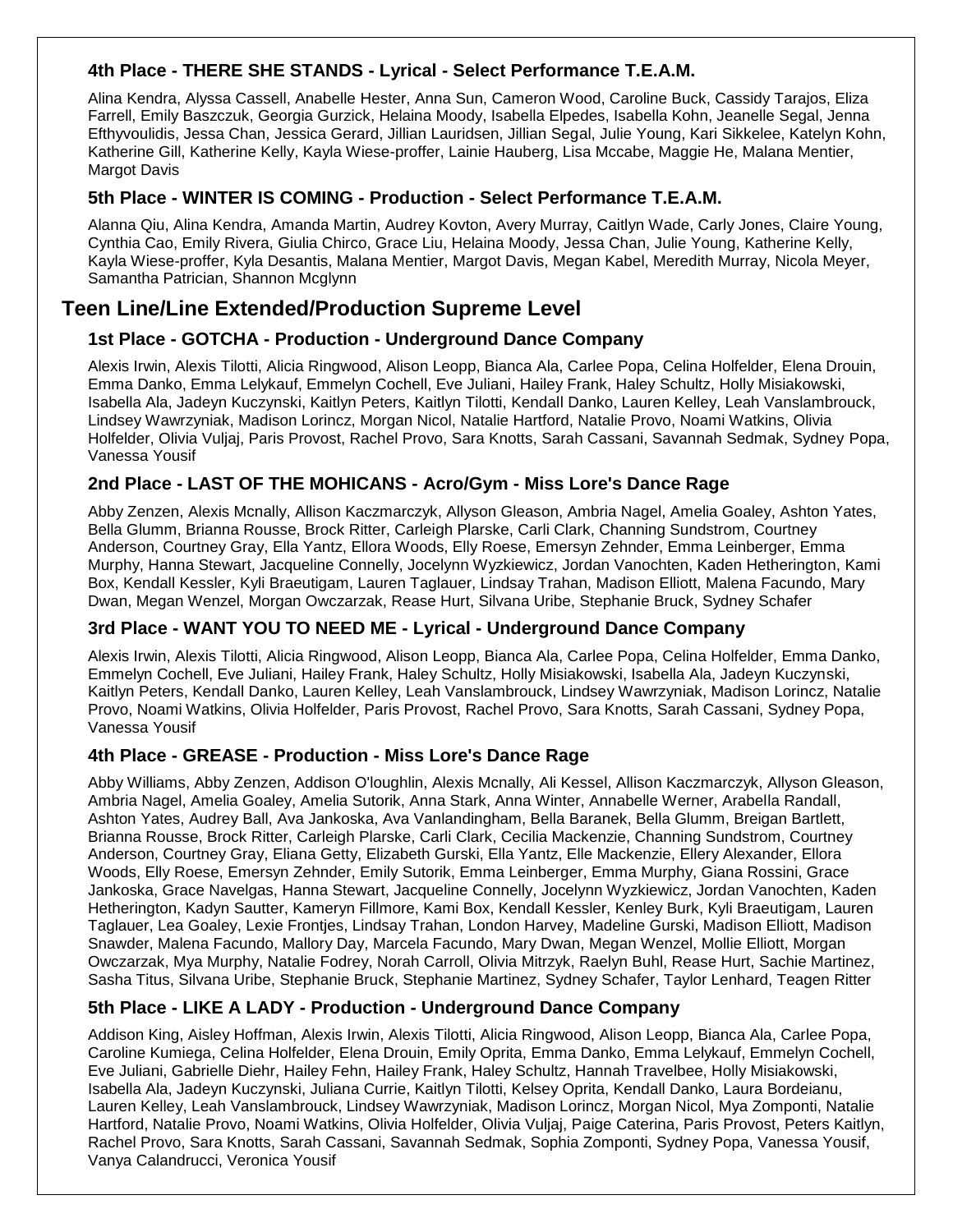### 4th Place - THERE SHE STANDS - Lyrical - Select Performance T.E.A.M.

Alina Kendra, Alyssa Cassell, Anabelle Hester, Anna Sun, Cameron Wood, Caroline Buck, Cassidy Tarajos, Eliza Farrell, Emily Baszczuk, Georgia Gurzick, Helaina Moody, Isabella Elpedes, Isabella Kohn, Jeanelle Segal, Jenna Efthyvoulidis, Jessa Chan, Jessica Gerard, Jillian Lauridsen, Jillian Segal, Julie Young, Kari Sikkelee, Katelyn Kohn, Katherine Gill, Katherine Kelly, Kayla Wiese-proffer, Lainie Hauberg, Lisa Mccabe, Maggie He, Malana Mentier, Margot Davis

### 5th Place - WINTER IS COMING - Production - Select Performance T.E.A.M.

Alanna Qiu, Alina Kendra, Amanda Martin, Audrey Kovton, Avery Murray, Caitlyn Wade, Carly Jones, Claire Young, Cynthia Cao, Emily Rivera, Giulia Chirco, Grace Liu, Helaina Moody, Jessa Chan, Julie Young, Katherine Kelly, Kayla Wiese-proffer, Kyla Desantis, Malana Mentier, Margot Davis, Megan Kabel, Meredith Murray, Nicola Meyer, Samantha Patrician, Shannon Mcglynn

## Teen Line/Line Extended/Production Supreme Level

### 1st Place - GOTCHA - Production - Underground Dance Company

Alexis Irwin, Alexis Tilotti, Alicia Ringwood, Alison Leopp, Bianca Ala, Carlee Popa, Celina Holfelder, Elena Drouin, Emma Danko, Emma Lelykauf, Emmelyn Cochell, Eve Juliani, Hailey Frank, Haley Schultz, Holly Misiakowski, Isabella Ala, Jadeyn Kuczynski, Kaitlyn Peters, Kaitlyn Tilotti, Kendall Danko, Lauren Kelley, Leah Vanslambrouck, Lindsey Wawrzyniak, Madison Lorincz, Morgan Nicol, Natalie Hartford, Natalie Provo, Noami Watkins, Olivia Holfelder, Olivia Vuljaj, Paris Provost, Rachel Provo, Sara Knotts, Sarah Cassani, Savannah Sedmak, Sydney Popa, Vanessa Yousif

### 2nd Place - LAST OF THE MOHICANS - Acro/Gym - Miss Lore's Dance Rage

Abby Zenzen, Alexis Mcnally, Allison Kaczmarczyk, Allyson Gleason, Ambria Nagel, Amelia Goaley, Ashton Yates, Bella Glumm, Brianna Rousse, Brock Ritter, Carleigh Plarske, Carli Clark, Channing Sundstrom, Courtney Anderson, Courtney Gray, Ella Yantz, Ellora Woods, Elly Roese, Emersyn Zehnder, Emma Leinberger, Emma Murphy, Hanna Stewart, Jacqueline Connelly, Jocelynn Wyzkiewicz, Jordan Vanochten, Kaden Hetherington, Kami Box, Kendall Kessler, Kyli Braeutigam, Lauren Taglauer, Lindsay Trahan, Madison Elliott, Malena Facundo, Mary Dwan, Megan Wenzel, Morgan Owczarzak, Rease Hurt, Silvana Uribe, Stephanie Bruck, Sydney Schafer

### 3rd Place - WANT YOU TO NEED ME - Lyrical - Underground Dance Company

Alexis Irwin, Alexis Tilotti, Alicia Ringwood, Alison Leopp, Bianca Ala, Carlee Popa, Celina Holfelder, Emma Danko, Emmelyn Cochell, Eve Juliani, Hailey Frank, Haley Schultz, Holly Misiakowski, Isabella Ala, Jadeyn Kuczynski, Kaitlyn Peters, Kendall Danko, Lauren Kelley, Leah Vanslambrouck, Lindsey Wawrzyniak, Madison Lorincz, Natalie Provo, Noami Watkins, Olivia Holfelder, Paris Provost, Rachel Provo, Sara Knotts, Sarah Cassani, Sydney Popa, Vanessa Yousif

### 4th Place - GREASE - Production - Miss Lore's Dance Rage

Abby Williams, Abby Zenzen, Addison O'loughlin, Alexis Mcnally, Ali Kessel, Allison Kaczmarczyk, Allyson Gleason, Ambria Nagel, Amelia Goaley, Amelia Sutorik, Anna Stark, Anna Winter, Annabelle Werner, Arabella Randall, Ashton Yates, Audrey Ball, Ava Jankoska, Ava Vanlandingham, Bella Baranek, Bella Glumm, Breigan Bartlett, Brianna Rousse, Brock Ritter, Carleigh Plarske, Carli Clark, Cecilia Mackenzie, Channing Sundstrom, Courtney Anderson, Courtney Gray, Eliana Getty, Elizabeth Gurski, Ella Yantz, Elle Mackenzie, Ellery Alexander, Ellora Woods, Elly Roese, Emersyn Zehnder, Emily Sutorik, Emma Leinberger, Emma Murphy, Giana Rossini, Grace Jankoska, Grace Navelgas, Hanna Stewart, Jacqueline Connelly, Jocelynn Wyzkiewicz, Jordan Vanochten, Kaden Hetherington, Kadyn Sautter, Kameryn Fillmore, Kami Box, Kendall Kessler, Kenley Burk, Kyli Braeutigam, Lauren Taglauer, Lea Goaley, Lexie Frontjes, Lindsay Trahan, London Harvey, Madeline Gurski, Madison Elliott, Madison Snawder, Malena Facundo, Mallory Day, Marcela Facundo, Mary Dwan, Megan Wenzel, Mollie Elliott, Morgan Owczarzak, Mya Murphy, Natalie Fodrey, Norah Carroll, Olivia Mitrzyk, Raelyn Buhl, Rease Hurt, Sachie Martinez, Sasha Titus, Silvana Uribe, Stephanie Bruck, Stephanie Martinez, Sydney Schafer, Taylor Lenhard, Teagen Ritter

### 5th Place - LIKE A LADY - Production - Underground Dance Company

Addison King, Aisley Hoffman, Alexis Irwin, Alexis Tilotti, Alicia Ringwood, Alison Leopp, Bianca Ala, Carlee Popa, Caroline Kumiega, Celina Holfelder, Elena Drouin, Emily Oprita, Emma Danko, Emma Lelykauf, Emmelyn Cochell, Eve Juliani, Gabrielle Diehr, Hailey Fehn, Hailey Frank, Haley Schultz, Hannah Travelbee, Holly Misiakowski, Isabella Ala, Jadeyn Kuczynski, Juliana Currie, Kaitlyn Tilotti, Kelsey Oprita, Kendall Danko, Laura Bordeianu, Lauren Kelley, Leah Vanslambrouck, Lindsey Wawrzyniak, Madison Lorincz, Morgan Nicol, Mya Zomponti, Natalie Hartford, Natalie Provo, Noami Watkins, Olivia Holfelder, Olivia Vuljaj, Paige Caterina, Paris Provost, Peters Kaitlyn, Rachel Provo, Sara Knotts, Sarah Cassani, Savannah Sedmak, Sophia Zomponti, Sydney Popa, Vanessa Yousif, Vanya Calandrucci, Veronica Yousif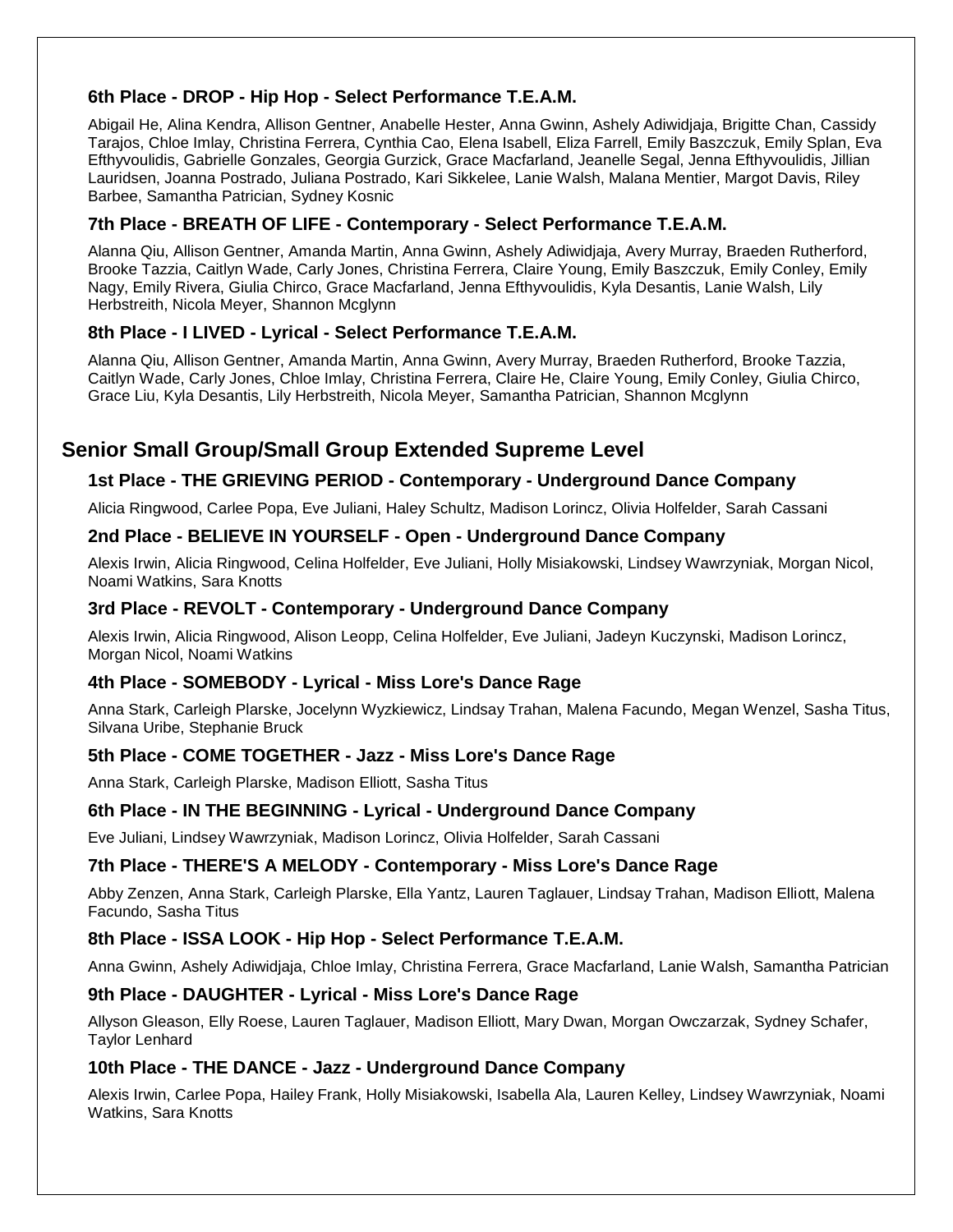### 6th Place - DROP - Hip Hop - Select Performance T.E.A.M.

Abigail He, Alina Kendra, Allison Gentner, Anabelle Hester, Anna Gwinn, Ashely Adiwidjaja, Brigitte Chan, Cassidy Tarajos, Chloe Imlay, Christina Ferrera, Cynthia Cao, Elena Isabell, Eliza Farrell, Emily Baszczuk, Emily Splan, Eva Efthyvoulidis, Gabrielle Gonzales, Georgia Gurzick, Grace Macfarland, Jeanelle Segal, Jenna Efthyvoulidis, Jillian Lauridsen, Joanna Postrado, Juliana Postrado, Kari Sikkelee, Lanie Walsh, Malana Mentier, Margot Davis, Riley Barbee, Samantha Patrician, Sydney Kosnic

### 7th Place - BREATH OF LIFE - Contemporary - Select Performance T.E.A.M.

Alanna Qiu, Allison Gentner, Amanda Martin, Anna Gwinn, Ashely Adiwidjaja, Avery Murray, Braeden Rutherford, Brooke Tazzia, Caitlyn Wade, Carly Jones, Christina Ferrera, Claire Young, Emily Baszczuk, Emily Conley, Emily Nagy, Emily Rivera, Giulia Chirco, Grace Macfarland, Jenna Efthyvoulidis, Kyla Desantis, Lanie Walsh, Lily Herbstreith, Nicola Meyer, Shannon Mcglynn

### 8th Place - I LIVED - Lyrical - Select Performance T.E.A.M.

Alanna Qiu, Allison Gentner, Amanda Martin, Anna Gwinn, Avery Murray, Braeden Rutherford, Brooke Tazzia, Caitlyn Wade, Carly Jones, Chloe Imlay, Christina Ferrera, Claire He, Claire Young, Emily Conley, Giulia Chirco, Grace Liu, Kyla Desantis, Lily Herbstreith, Nicola Meyer, Samantha Patrician, Shannon Mcglynn

## Senior Small Group/Small Group Extended Supreme Level

### 1st Place - THE GRIEVING PERIOD - Contemporary - Underground Dance Company

Alicia Ringwood, Carlee Popa, Eve Juliani, Haley Schultz, Madison Lorincz, Olivia Holfelder, Sarah Cassani

### 2nd Place - BELIEVE IN YOURSELF - Open - Underground Dance Company

Alexis Irwin, Alicia Ringwood, Celina Holfelder, Eve Juliani, Holly Misiakowski, Lindsey Wawrzyniak, Morgan Nicol, Noami Watkins, Sara Knotts

### 3rd Place - REVOLT - Contemporary - Underground Dance Company

Alexis Irwin, Alicia Ringwood, Alison Leopp, Celina Holfelder, Eve Juliani, Jadeyn Kuczynski, Madison Lorincz, Morgan Nicol, Noami Watkins

### 4th Place - SOMEBODY - Lyrical - Miss Lore's Dance Rage

Anna Stark, Carleigh Plarske, Jocelynn Wyzkiewicz, Lindsay Trahan, Malena Facundo, Megan Wenzel, Sasha Titus, Silvana Uribe, Stephanie Bruck

### 5th Place - COME TOGETHER - Jazz - Miss Lore's Dance Rage

Anna Stark, Carleigh Plarske, Madison Elliott, Sasha Titus

### 6th Place - IN THE BEGINNING - Lyrical - Underground Dance Company

Eve Juliani, Lindsey Wawrzyniak, Madison Lorincz, Olivia Holfelder, Sarah Cassani

### 7th Place - THERE'S A MELODY - Contemporary - Miss Lore's Dance Rage

Abby Zenzen, Anna Stark, Carleigh Plarske, Ella Yantz, Lauren Taglauer, Lindsay Trahan, Madison Elliott, Malena Facundo, Sasha Titus

### 8th Place - ISSA LOOK - Hip Hop - Select Performance T.E.A.M.

Anna Gwinn, Ashely Adiwidjaja, Chloe Imlay, Christina Ferrera, Grace Macfarland, Lanie Walsh, Samantha Patrician

### 9th Place - DAUGHTER - Lyrical - Miss Lore's Dance Rage

Allyson Gleason, Elly Roese, Lauren Taglauer, Madison Elliott, Mary Dwan, Morgan Owczarzak, Sydney Schafer, Taylor Lenhard

### 10th Place - THE DANCE - Jazz - Underground Dance Company

Alexis Irwin, Carlee Popa, Hailey Frank, Holly Misiakowski, Isabella Ala, Lauren Kelley, Lindsey Wawrzyniak, Noami Watkins, Sara Knotts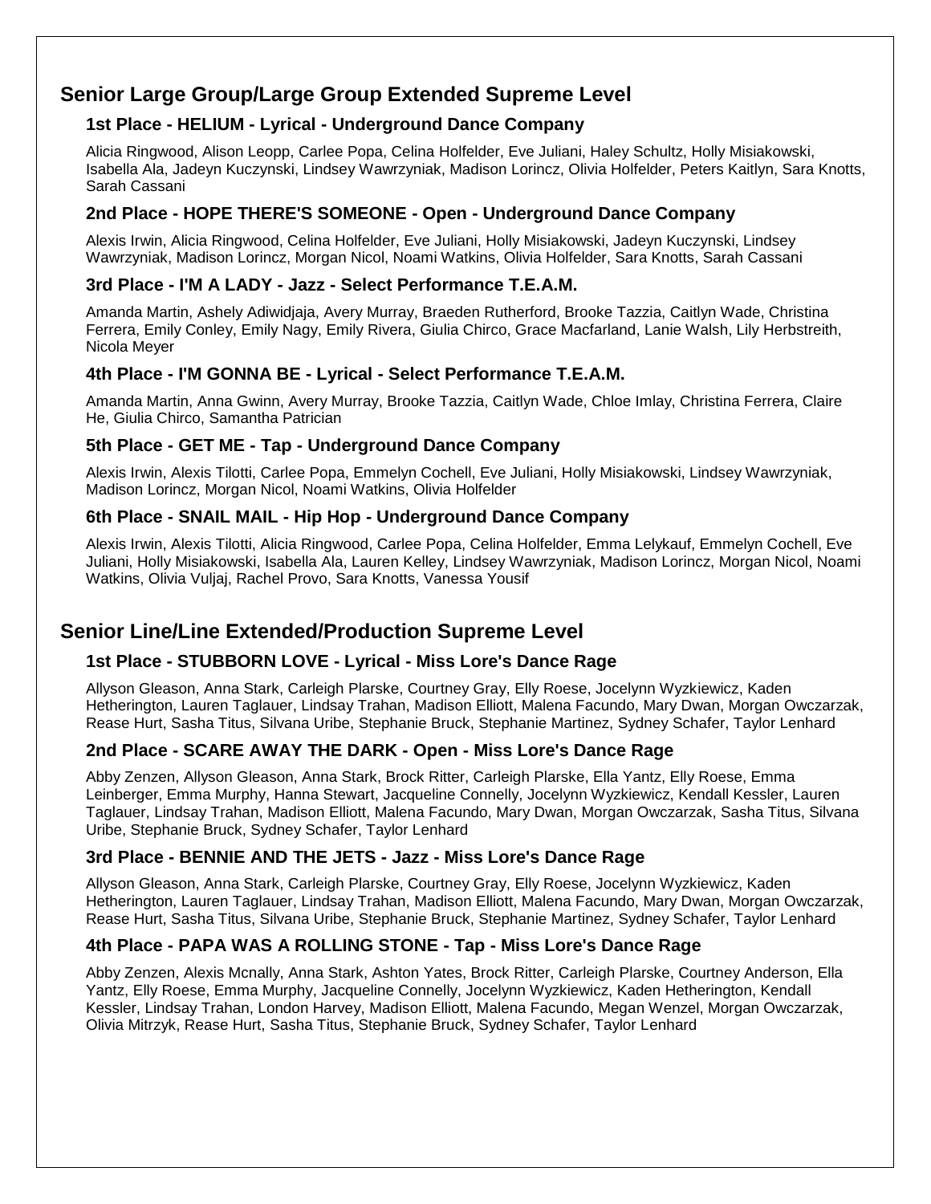## Senior Large Group/Large Group Extended Supreme Level

### 1st Place - HELIUM - Lyrical - Underground Dance Company

Alicia Ringwood, Alison Leopp, Carlee Popa, Celina Holfelder, Eve Juliani, Haley Schultz, Holly Misiakowski, Isabella Ala, Jadeyn Kuczynski, Lindsey Wawrzyniak, Madison Lorincz, Olivia Holfelder, Peters Kaitlyn, Sara Knotts, Sarah Cassani

### 2nd Place - HOPE THERE'S SOMEONE - Open - Underground Dance Company

Alexis Irwin, Alicia Ringwood, Celina Holfelder, Eve Juliani, Holly Misiakowski, Jadeyn Kuczynski, Lindsey Wawrzyniak, Madison Lorincz, Morgan Nicol, Noami Watkins, Olivia Holfelder, Sara Knotts, Sarah Cassani

### 3rd Place - I'M A LADY - Jazz - Select Performance T.E.A.M.

Amanda Martin, Ashely Adiwidjaja, Avery Murray, Braeden Rutherford, Brooke Tazzia, Caitlyn Wade, Christina Ferrera, Emily Conley, Emily Nagy, Emily Rivera, Giulia Chirco, Grace Macfarland, Lanie Walsh, Lily Herbstreith, Nicola Meyer

### 4th Place - I'M GONNA BE - Lyrical - Select Performance T.E.A.M.

Amanda Martin, Anna Gwinn, Avery Murray, Brooke Tazzia, Caitlyn Wade, Chloe Imlay, Christina Ferrera, Claire He, Giulia Chirco, Samantha Patrician

### 5th Place - GET ME - Tap - Underground Dance Company

Alexis Irwin, Alexis Tilotti, Carlee Popa, Emmelyn Cochell, Eve Juliani, Holly Misiakowski, Lindsey Wawrzyniak, Madison Lorincz, Morgan Nicol, Noami Watkins, Olivia Holfelder

### 6th Place - SNAIL MAIL - Hip Hop - Underground Dance Company

Alexis Irwin, Alexis Tilotti, Alicia Ringwood, Carlee Popa, Celina Holfelder, Emma Lelykauf, Emmelyn Cochell, Eve Juliani, Holly Misiakowski, Isabella Ala, Lauren Kelley, Lindsey Wawrzyniak, Madison Lorincz, Morgan Nicol, Noami Watkins, Olivia Vuljaj, Rachel Provo, Sara Knotts, Vanessa Yousif

## Senior Line/Line Extended/Production Supreme Level

### 1st Place - STUBBORN LOVE - Lyrical - Miss Lore's Dance Rage

Allyson Gleason, Anna Stark, Carleigh Plarske, Courtney Gray, Elly Roese, Jocelynn Wyzkiewicz, Kaden Hetherington, Lauren Taglauer, Lindsay Trahan, Madison Elliott, Malena Facundo, Mary Dwan, Morgan Owczarzak, Rease Hurt, Sasha Titus, Silvana Uribe, Stephanie Bruck, Stephanie Martinez, Sydney Schafer, Taylor Lenhard

### 2nd Place - SCARE AWAY THE DARK - Open - Miss Lore's Dance Rage

Abby Zenzen, Allyson Gleason, Anna Stark, Brock Ritter, Carleigh Plarske, Ella Yantz, Elly Roese, Emma Leinberger, Emma Murphy, Hanna Stewart, Jacqueline Connelly, Jocelynn Wyzkiewicz, Kendall Kessler, Lauren Taglauer, Lindsay Trahan, Madison Elliott, Malena Facundo, Mary Dwan, Morgan Owczarzak, Sasha Titus, Silvana Uribe, Stephanie Bruck, Sydney Schafer, Taylor Lenhard

### 3rd Place - BENNIE AND THE JETS - Jazz - Miss Lore's Dance Rage

Allyson Gleason, Anna Stark, Carleigh Plarske, Courtney Gray, Elly Roese, Jocelynn Wyzkiewicz, Kaden Hetherington, Lauren Taglauer, Lindsay Trahan, Madison Elliott, Malena Facundo, Mary Dwan, Morgan Owczarzak, Rease Hurt, Sasha Titus, Silvana Uribe, Stephanie Bruck, Stephanie Martinez, Sydney Schafer, Taylor Lenhard

### 4th Place - PAPA WAS A ROLLING STONE - Tap - Miss Lore's Dance Rage

Abby Zenzen, Alexis Mcnally, Anna Stark, Ashton Yates, Brock Ritter, Carleigh Plarske, Courtney Anderson, Ella Yantz, Elly Roese, Emma Murphy, Jacqueline Connelly, Jocelynn Wyzkiewicz, Kaden Hetherington, Kendall Kessler, Lindsay Trahan, London Harvey, Madison Elliott, Malena Facundo, Megan Wenzel, Morgan Owczarzak, Olivia Mitrzyk, Rease Hurt, Sasha Titus, Stephanie Bruck, Sydney Schafer, Taylor Lenhard